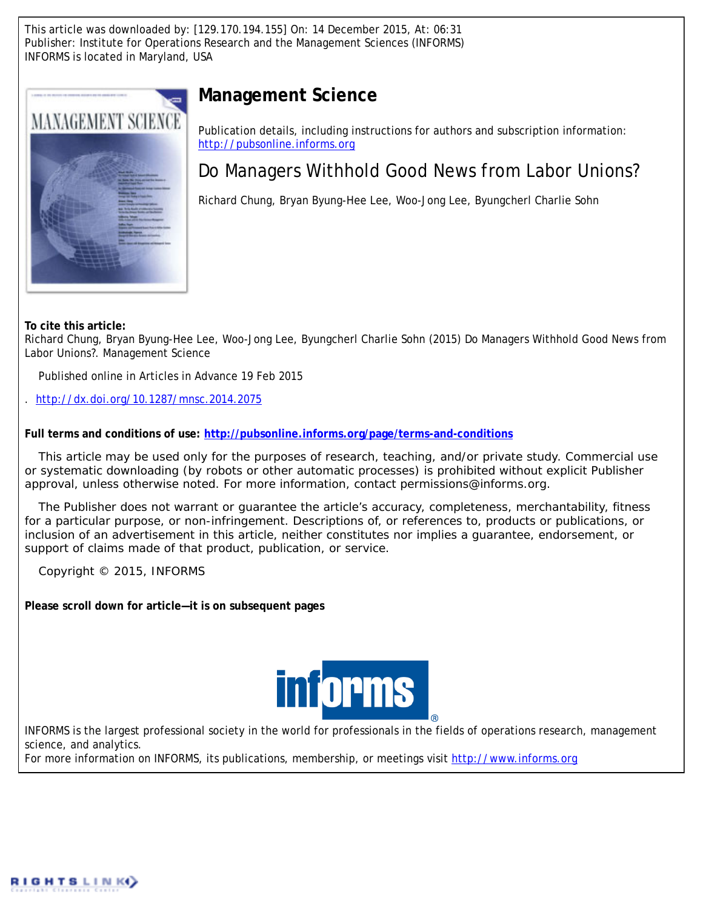This article was downloaded by: [129.170.194.155] On: 14 December 2015, At: 06:31
Publisher: Institute for Operations Research and the Management Sciences (INFORMS)
INFORMS is located in Maryland, USA

# Management Science

Publication details, including instructions for authors and subscription information:
http://pubsonline.informs.org

## Do Managers Withhold Good News from Labor Unions?

Richard Chung, Bryan Byung-Hee Lee, Woo-Jong Lee, Byungcherl Charlie Sohn

**To cite this article:**
Richard Chung, Bryan Byung-Hee Lee, Woo-Jong Lee, Byungcherl Charlie Sohn (2015) Do Managers Withhold Good News from Labor Unions?. Management Science

Published online in Articles in Advance 19 Feb 2015

. http://dx.doi.org/10.1287/mnsc.2014.2075

**Full terms and conditions of use: http://pubsonline.informs.org/page/terms-and-conditions**

This article may be used only for the purposes of research, teaching, and/or private study. Commercial use or systematic downloading (by robots or other automatic processes) is prohibited without explicit Publisher approval, unless otherwise noted. For more information, contact permissions@informs.org.

The Publisher does not warrant or guarantee the article's accuracy, completeness, merchantability, fitness for a particular purpose, or non-infringement. Descriptions of, or references to, products or publications, or inclusion of an advertisement in this article, neither constitutes nor implies a guarantee, endorsement, or support of claims made of that product, publication, or service.

Copyright © 2015, INFORMS

**Please scroll down for article—it is on subsequent pages**

INFORMS is the largest professional society in the world for professionals in the fields of operations research, management science, and analytics.
For more information on INFORMS, its publications, membership, or meetings visit http://www.informs.org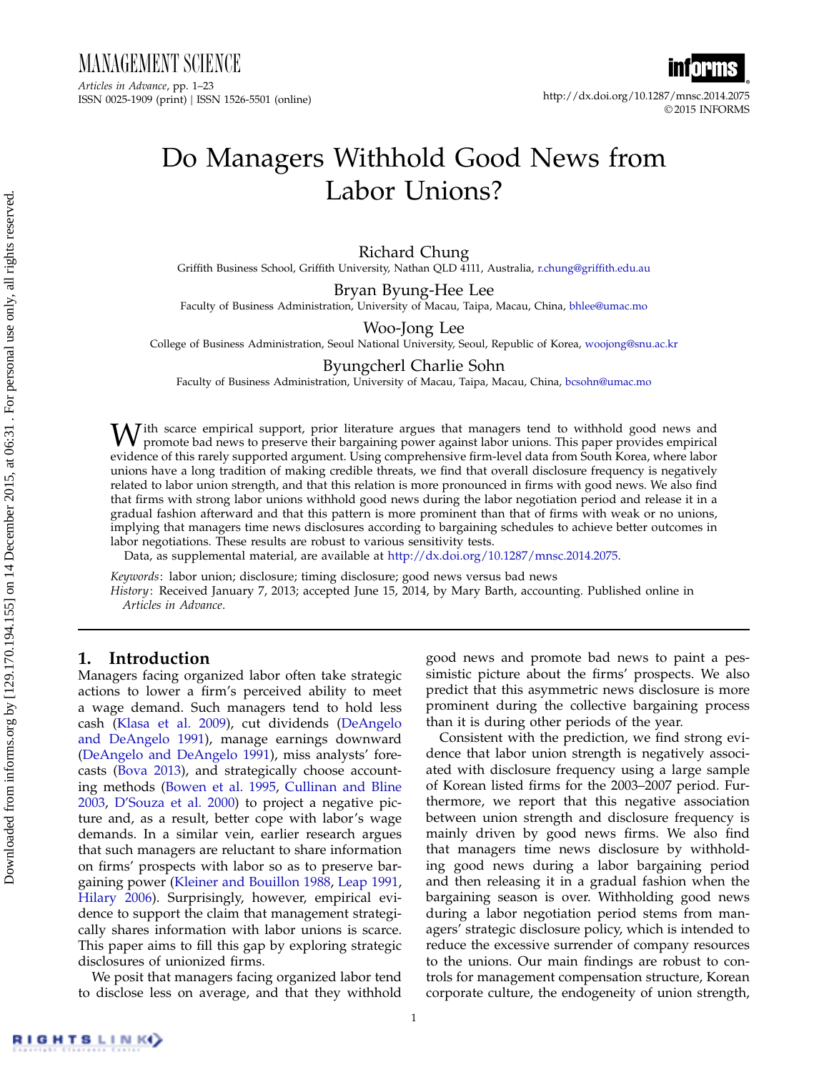# Do Managers Withhold Good News from Labor Unions?

**Richard Chung**
Griffith Business School, Griffith University, Nathan QLD 4111, Australia, r.chung@griffith.edu.au

**Bryan Byung-Hee Lee**
Faculty of Business Administration, University of Macau, Taipa, Macau, China, bhlee@umac.mo

**Woo-Jong Lee**
College of Business Administration, Seoul National University, Seoul, Republic of Korea, woojong@snu.ac.kr

**Byungcherl Charlie Sohn**
Faculty of Business Administration, University of Macau, Taipa, Macau, China, bcsohn@umac.mo

With scarce empirical support, prior literature argues that managers tend to withhold good news and promote bad news to preserve their bargaining power against labor unions. This paper provides empirical evidence of this rarely supported argument. Using comprehensive firm-level data from South Korea, where labor unions have a long tradition of making credible threats, we find that overall disclosure frequency is negatively related to labor union strength, and that this relation is more pronounced in firms with good news. We also find that firms with strong labor unions withhold good news during the labor negotiation period and release it in a gradual fashion afterward and that this pattern is more prominent than that of firms with weak or no unions, implying that managers time news disclosures according to bargaining schedules to achieve better outcomes in labor negotiations. These results are robust to various sensitivity tests.

Data, as supplemental material, are available at http://dx.doi.org/10.1287/mnsc.2014.2075.

*Keywords*: labor union; disclosure; timing disclosure; good news versus bad news

*History*: Received January 7, 2013; accepted June 15, 2014, by Mary Barth, accounting. Published online in *Articles in Advance*.

## 1. Introduction

Managers facing organized labor often take strategic actions to lower a firm's perceived ability to meet a wage demand. Such managers tend to hold less cash (Klasa et al. 2009), cut dividends (DeAngelo and DeAngelo 1991), manage earnings downward (DeAngelo and DeAngelo 1991), miss analysts' forecasts (Bova 2013), and strategically choose accounting methods (Bowen et al. 1995, Cullinan and Bline 2003, D'Souza et al. 2000) to project a negative picture and, as a result, better cope with labor's wage demands. In a similar vein, earlier research argues that such managers are reluctant to share information on firms' prospects with labor so as to preserve bargaining power (Kleiner and Bouillon 1988, Leap 1991, Hilary 2006). Surprisingly, however, empirical evidence to support the claim that management strategically shares information with labor unions is scarce. This paper aims to fill this gap by exploring strategic disclosures of unionized firms.

We posit that managers facing organized labor tend to disclose less on average, and that they withhold good news and promote bad news to paint a pessimistic picture about the firms' prospects. We also predict that this asymmetric news disclosure is more prominent during the collective bargaining process than it is during other periods of the year.

Consistent with the prediction, we find strong evidence that labor union strength is negatively associated with disclosure frequency using a large sample of Korean listed firms for the 2003–2007 period. Furthermore, we report that this negative association between union strength and disclosure frequency is mainly driven by good news firms. We also find that managers time news disclosure by withholding good news during a labor bargaining period and then releasing it in a gradual fashion when the bargaining season is over. Withholding good news during a labor negotiation period stems from managers' strategic disclosure policy, which is intended to reduce the excessive surrender of company resources to the unions. Our main findings are robust to controls for management compensation structure, Korean corporate culture, the endogeneity of union strength,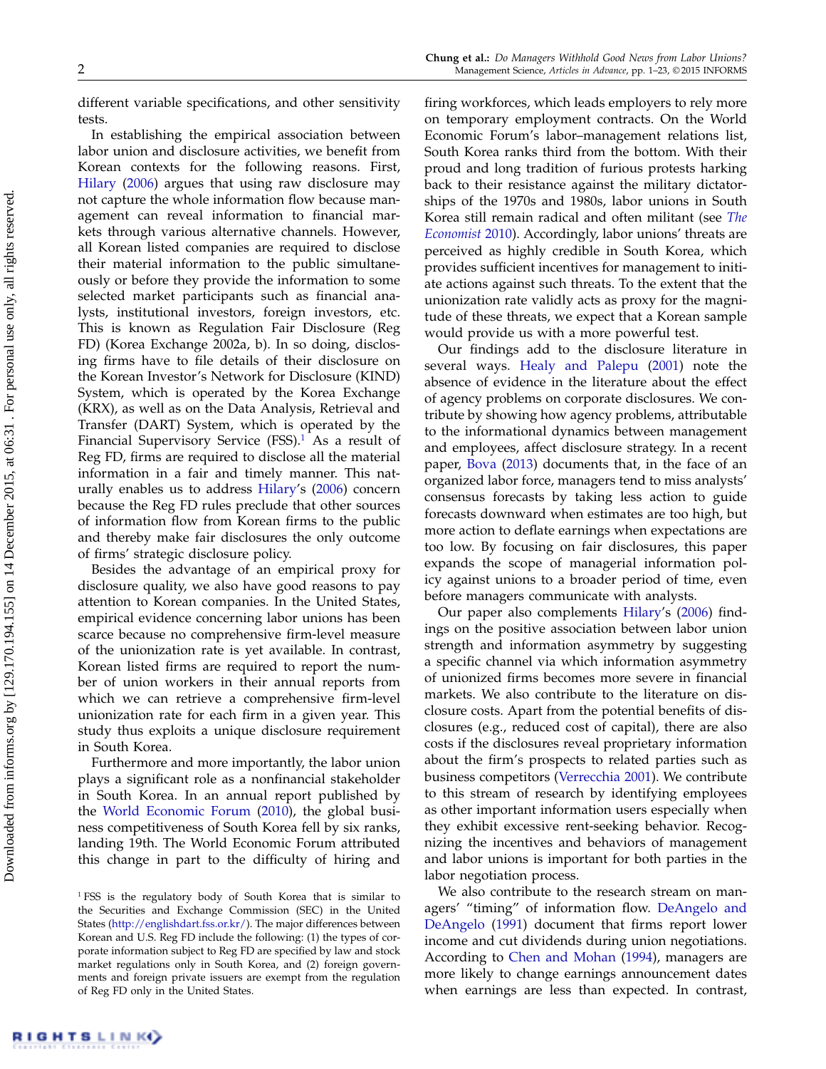different variable specifications, and other sensitivity tests.

In establishing the empirical association between labor union and disclosure activities, we benefit from Korean contexts for the following reasons. First, Hilary (2006) argues that using raw disclosure may not capture the whole information flow because management can reveal information to financial markets through various alternative channels. However, all Korean listed companies are required to disclose their material information to the public simultaneously or before they provide the information to some selected market participants such as financial analysts, institutional investors, foreign investors, etc. This is known as Regulation Fair Disclosure (Reg FD) (Korea Exchange 2002a, b). In so doing, disclosing firms have to file details of their disclosure on the Korean Investor's Network for Disclosure (KIND) System, which is operated by the Korea Exchange (KRX), as well as on the Data Analysis, Retrieval and Transfer (DART) System, which is operated by the Financial Supervisory Service (FSS).[1] As a result of Reg FD, firms are required to disclose all the material information in a fair and timely manner. This naturally enables us to address Hilary's (2006) concern because the Reg FD rules preclude that other sources of information flow from Korean firms to the public and thereby make fair disclosures the only outcome of firms' strategic disclosure policy.

Besides the advantage of an empirical proxy for disclosure quality, we also have good reasons to pay attention to Korean companies. In the United States, empirical evidence concerning labor unions has been scarce because no comprehensive firm-level measure of the unionization rate is yet available. In contrast, Korean listed firms are required to report the number of union workers in their annual reports from which we can retrieve a comprehensive firm-level unionization rate for each firm in a given year. This study thus exploits a unique disclosure requirement in South Korea.

Furthermore and more importantly, the labor union plays a significant role as a nonfinancial stakeholder in South Korea. In an annual report published by the World Economic Forum (2010), the global business competitiveness of South Korea fell by six ranks, landing 19th. The World Economic Forum attributed this change in part to the difficulty of hiring and firing workforces, which leads employers to rely more on temporary employment contracts. On the World Economic Forum's labor–management relations list, South Korea ranks third from the bottom. With their proud and long tradition of furious protests harking back to their resistance against the military dictatorships of the 1970s and 1980s, labor unions in South Korea still remain radical and often militant (see *The Economist* 2010). Accordingly, labor unions' threats are perceived as highly credible in South Korea, which provides sufficient incentives for management to initiate actions against such threats. To the extent that the unionization rate validly acts as proxy for the magnitude of these threats, we expect that a Korean sample would provide us with a more powerful test.

Our findings add to the disclosure literature in several ways. Healy and Palepu (2001) note the absence of evidence in the literature about the effect of agency problems on corporate disclosures. We contribute by showing how agency problems, attributable to the informational dynamics between management and employees, affect disclosure strategy. In a recent paper, Bova (2013) documents that, in the face of an organized labor force, managers tend to miss analysts' consensus forecasts by taking less action to guide forecasts downward when estimates are too high, but more action to deflate earnings when expectations are too low. By focusing on fair disclosures, this paper expands the scope of managerial information policy against unions to a broader period of time, even before managers communicate with analysts.

Our paper also complements Hilary's (2006) findings on the positive association between labor union strength and information asymmetry by suggesting a specific channel via which information asymmetry of unionized firms becomes more severe in financial markets. We also contribute to the literature on disclosure costs. Apart from the potential benefits of disclosures (e.g., reduced cost of capital), there are also costs if the disclosures reveal proprietary information about the firm's prospects to related parties such as business competitors (Verrecchia 2001). We contribute to this stream of research by identifying employees as other important information users especially when they exhibit excessive rent-seeking behavior. Recognizing the incentives and behaviors of management and labor unions is important for both parties in the labor negotiation process.

We also contribute to the research stream on managers' "timing" of information flow. DeAngelo and DeAngelo (1991) document that firms report lower income and cut dividends during union negotiations. According to Chen and Mohan (1994), managers are more likely to change earnings announcement dates when earnings are less than expected. In contrast,

[1] FSS is the regulatory body of South Korea that is similar to the Securities and Exchange Commission (SEC) in the United States (http://englishdart.fss.or.kr/). The major differences between Korean and U.S. Reg FD include the following: (1) the types of corporate information subject to Reg FD are specified by law and stock market regulations only in South Korea, and (2) foreign governments and foreign private issuers are exempt from the regulation of Reg FD only in the United States.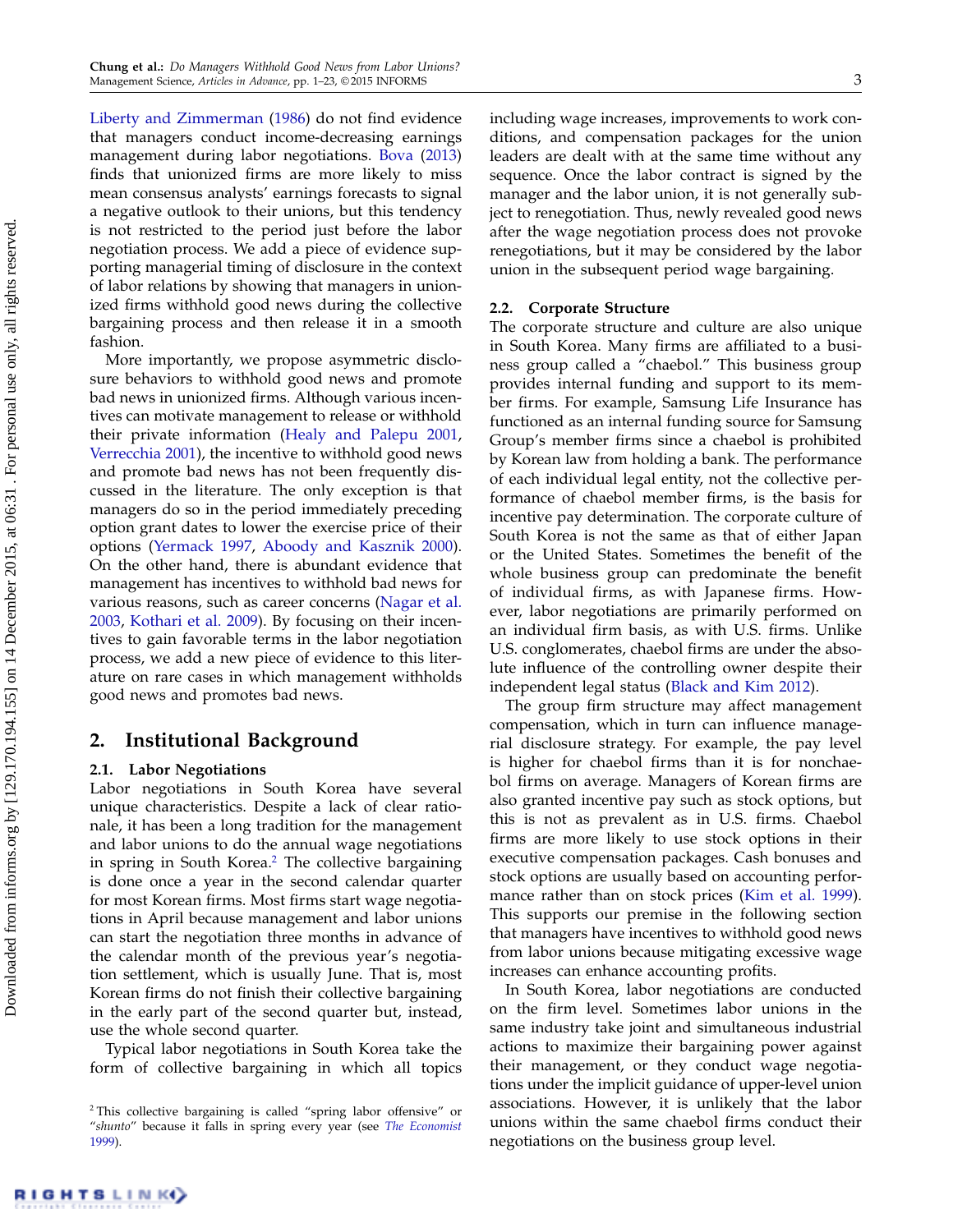Liberty and Zimmerman (1986) do not find evidence that managers conduct income-decreasing earnings management during labor negotiations. Bova (2013) finds that unionized firms are more likely to miss mean consensus analysts' earnings forecasts to signal a negative outlook to their unions, but this tendency is not restricted to the period just before the labor negotiation process. We add a piece of evidence supporting managerial timing of disclosure in the context of labor relations by showing that managers in unionized firms withhold good news during the collective bargaining process and then release it in a smooth fashion.

More importantly, we propose asymmetric disclosure behaviors to withhold good news and promote bad news in unionized firms. Although various incentives can motivate management to release or withhold their private information (Healy and Palepu 2001, Verrecchia 2001), the incentive to withhold good news and promote bad news has not been frequently discussed in the literature. The only exception is that managers do so in the period immediately preceding option grant dates to lower the exercise price of their options (Yermack 1997, Aboody and Kasznik 2000). On the other hand, there is abundant evidence that management has incentives to withhold bad news for various reasons, such as career concerns (Nagar et al. 2003, Kothari et al. 2009). By focusing on their incentives to gain favorable terms in the labor negotiation process, we add a new piece of evidence to this literature on rare cases in which management withholds good news and promotes bad news.

## 2. Institutional Background

### 2.1. Labor Negotiations

Labor negotiations in South Korea have several unique characteristics. Despite a lack of clear rationale, it has been a long tradition for the management and labor unions to do the annual wage negotiations in spring in South Korea.[2] The collective bargaining is done once a year in the second calendar quarter for most Korean firms. Most firms start wage negotiations in April because management and labor unions can start the negotiation three months in advance of the calendar month of the previous year's negotiation settlement, which is usually June. That is, most Korean firms do not finish their collective bargaining in the early part of the second quarter but, instead, use the whole second quarter.

Typical labor negotiations in South Korea take the form of collective bargaining in which all topics including wage increases, improvements to work conditions, and compensation packages for the union leaders are dealt with at the same time without any sequence. Once the labor contract is signed by the manager and the labor union, it is not generally subject to renegotiation. Thus, newly revealed good news after the wage negotiation process does not provoke renegotiations, but it may be considered by the labor union in the subsequent period wage bargaining.

### 2.2. Corporate Structure

The corporate structure and culture are also unique in South Korea. Many firms are affiliated to a business group called a "chaebol." This business group provides internal funding and support to its member firms. For example, Samsung Life Insurance has functioned as an internal funding source for Samsung Group's member firms since a chaebol is prohibited by Korean law from holding a bank. The performance of each individual legal entity, not the collective performance of chaebol member firms, is the basis for incentive pay determination. The corporate culture of South Korea is not the same as that of either Japan or the United States. Sometimes the benefit of the whole business group can predominate the benefit of individual firms, as with Japanese firms. However, labor negotiations are primarily performed on an individual firm basis, as with U.S. firms. Unlike U.S. conglomerates, chaebol firms are under the absolute influence of the controlling owner despite their independent legal status (Black and Kim 2012).

The group firm structure may affect management compensation, which in turn can influence managerial disclosure strategy. For example, the pay level is higher for chaebol firms than it is for nonchaebol firms on average. Managers of Korean firms are also granted incentive pay such as stock options, but this is not as prevalent as in U.S. firms. Chaebol firms are more likely to use stock options in their executive compensation packages. Cash bonuses and stock options are usually based on accounting performance rather than on stock prices (Kim et al. 1999). This supports our premise in the following section that managers have incentives to withhold good news from labor unions because mitigating excessive wage increases can enhance accounting profits.

In South Korea, labor negotiations are conducted on the firm level. Sometimes labor unions in the same industry take joint and simultaneous industrial actions to maximize their bargaining power against their management, or they conduct wage negotiations under the implicit guidance of upper-level union associations. However, it is unlikely that the labor unions within the same chaebol firms conduct their negotiations on the business group level.

[2] This collective bargaining is called "spring labor offensive" or "*shunto*" because it falls in spring every year (see *The Economist* 1999).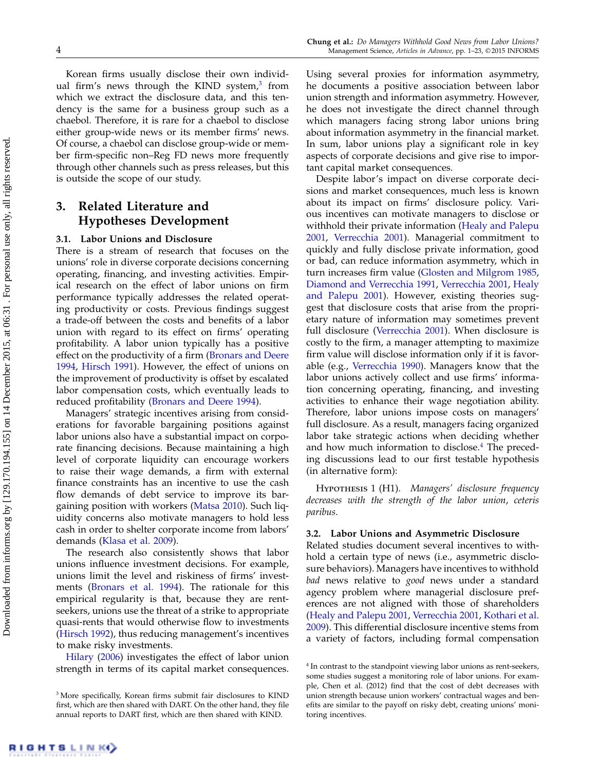Korean firms usually disclose their own individual firm's news through the KIND system,[3] from which we extract the disclosure data, and this tendency is the same for a business group such as a chaebol. Therefore, it is rare for a chaebol to disclose either group-wide news or its member firms' news. Of course, a chaebol can disclose group-wide or member firm-specific non–Reg FD news more frequently through other channels such as press releases, but this is outside the scope of our study.

## 3. Related Literature and Hypotheses Development

### 3.1. Labor Unions and Disclosure

There is a stream of research that focuses on the unions' role in diverse corporate decisions concerning operating, financing, and investing activities. Empirical research on the effect of labor unions on firm performance typically addresses the related operating productivity or costs. Previous findings suggest a trade-off between the costs and benefits of a labor union with regard to its effect on firms' operating profitability. A labor union typically has a positive effect on the productivity of a firm (Bronars and Deere 1994, Hirsch 1991). However, the effect of unions on the improvement of productivity is offset by escalated labor compensation costs, which eventually leads to reduced profitability (Bronars and Deere 1994).

Managers' strategic incentives arising from considerations for favorable bargaining positions against labor unions also have a substantial impact on corporate financing decisions. Because maintaining a high level of corporate liquidity can encourage workers to raise their wage demands, a firm with external finance constraints has an incentive to use the cash flow demands of debt service to improve its bargaining position with workers (Matsa 2010). Such liquidity concerns also motivate managers to hold less cash in order to shelter corporate income from labors' demands (Klasa et al. 2009).

The research also consistently shows that labor unions influence investment decisions. For example, unions limit the level and riskiness of firms' investments (Bronars et al. 1994). The rationale for this empirical regularity is that, because they are rent-seekers, unions use the threat of a strike to appropriate quasi-rents that would otherwise flow to investments (Hirsch 1992), thus reducing management's incentives to make risky investments.

Hilary (2006) investigates the effect of labor union strength in terms of its capital market consequences. Using several proxies for information asymmetry, he documents a positive association between labor union strength and information asymmetry. However, he does not investigate the direct channel through which managers facing strong labor unions bring about information asymmetry in the financial market. In sum, labor unions play a significant role in key aspects of corporate decisions and give rise to important capital market consequences.

Despite labor's impact on diverse corporate decisions and market consequences, much less is known about its impact on firms' disclosure policy. Various incentives can motivate managers to disclose or withhold their private information (Healy and Palepu 2001, Verrecchia 2001). Managerial commitment to quickly and fully disclose private information, good or bad, can reduce information asymmetry, which in turn increases firm value (Glosten and Milgrom 1985, Diamond and Verrecchia 1991, Verrecchia 2001, Healy and Palepu 2001). However, existing theories suggest that disclosure costs that arise from the proprietary nature of information may sometimes prevent full disclosure (Verrecchia 2001). When disclosure is costly to the firm, a manager attempting to maximize firm value will disclose information only if it is favorable (e.g., Verrecchia 1990). Managers know that the labor unions actively collect and use firms' information concerning operating, financing, and investing activities to enhance their wage negotiation ability. Therefore, labor unions impose costs on managers' full disclosure. As a result, managers facing organized labor take strategic actions when deciding whether and how much information to disclose.[4] The preceding discussions lead to our first testable hypothesis (in alternative form):

Hypothesis 1 (H1). *Managers' disclosure frequency decreases with the strength of the labor union, ceteris paribus.*

### 3.2. Labor Unions and Asymmetric Disclosure

Related studies document several incentives to withhold a certain type of news (i.e., asymmetric disclosure behaviors). Managers have incentives to withhold *bad* news relative to *good* news under a standard agency problem where managerial disclosure preferences are not aligned with those of shareholders (Healy and Palepu 2001, Verrecchia 2001, Kothari et al. 2009). This differential disclosure incentive stems from a variety of factors, including formal compensation

[3] More specifically, Korean firms submit fair disclosures to KIND first, which are then shared with DART. On the other hand, they file annual reports to DART first, which are then shared with KIND.

[4] In contrast to the standpoint viewing labor unions as rent-seekers, some studies suggest a monitoring role of labor unions. For example, Chen et al. (2012) find that the cost of debt decreases with union strength because union workers' contractual wages and benefits are similar to the payoff on risky debt, creating unions' monitoring incentives.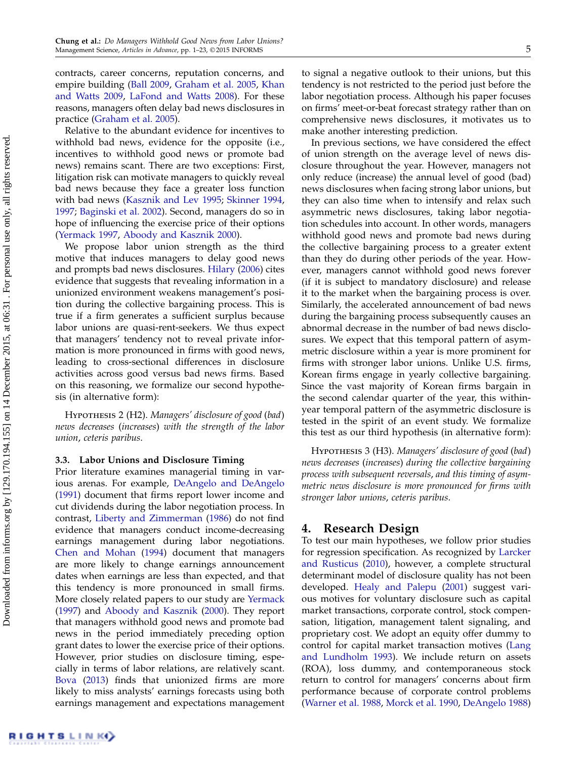contracts, career concerns, reputation concerns, and empire building (Ball 2009, Graham et al. 2005, Khan and Watts 2009, LaFond and Watts 2008). For these reasons, managers often delay bad news disclosures in practice (Graham et al. 2005).

Relative to the abundant evidence for incentives to withhold bad news, evidence for the opposite (i.e., incentives to withhold good news or promote bad news) remains scant. There are two exceptions: First, litigation risk can motivate managers to quickly reveal bad news because they face a greater loss function with bad news (Kasznik and Lev 1995; Skinner 1994, 1997; Baginski et al. 2002). Second, managers do so in hope of influencing the exercise price of their options (Yermack 1997, Aboody and Kasznik 2000).

We propose labor union strength as the third motive that induces managers to delay good news and prompts bad news disclosures. Hilary (2006) cites evidence that suggests that revealing information in a unionized environment weakens management's position during the collective bargaining process. This is true if a firm generates a sufficient surplus because labor unions are quasi-rent-seekers. We thus expect that managers' tendency not to reveal private information is more pronounced in firms with good news, leading to cross-sectional differences in disclosure activities across good versus bad news firms. Based on this reasoning, we formalize our second hypothesis (in alternative form):

Hypothesis 2 (H2). *Managers' disclosure of good (bad) news decreases (increases) with the strength of the labor union, ceteris paribus.*

### 3.3. Labor Unions and Disclosure Timing

Prior literature examines managerial timing in various arenas. For example, DeAngelo and DeAngelo (1991) document that firms report lower income and cut dividends during the labor negotiation process. In contrast, Liberty and Zimmerman (1986) do not find evidence that managers conduct income-decreasing earnings management during labor negotiations. Chen and Mohan (1994) document that managers are more likely to change earnings announcement dates when earnings are less than expected, and that this tendency is more pronounced in small firms. More closely related papers to our study are Yermack (1997) and Aboody and Kasznik (2000). They report that managers withhold good news and promote bad news in the period immediately preceding option grant dates to lower the exercise price of their options. However, prior studies on disclosure timing, especially in terms of labor relations, are relatively scant. Bova (2013) finds that unionized firms are more likely to miss analysts' earnings forecasts using both earnings management and expectations management to signal a negative outlook to their unions, but this tendency is not restricted to the period just before the labor negotiation process. Although his paper focuses on firms' meet-or-beat forecast strategy rather than on comprehensive news disclosures, it motivates us to make another interesting prediction.

In previous sections, we have considered the effect of union strength on the average level of news disclosure throughout the year. However, managers not only reduce (increase) the annual level of good (bad) news disclosures when facing strong labor unions, but they can also time when to intensify and relax such asymmetric news disclosures, taking labor negotiation schedules into account. In other words, managers withhold good news and promote bad news during the collective bargaining process to a greater extent than they do during other periods of the year. However, managers cannot withhold good news forever (if it is subject to mandatory disclosure) and release it to the market when the bargaining process is over. Similarly, the accelerated announcement of bad news during the bargaining process subsequently causes an abnormal decrease in the number of bad news disclosures. We expect that this temporal pattern of asymmetric disclosure within a year is more prominent for firms with stronger labor unions. Unlike U.S. firms, Korean firms engage in yearly collective bargaining. Since the vast majority of Korean firms bargain in the second calendar quarter of the year, this within-year temporal pattern of the asymmetric disclosure is tested in the spirit of an event study. We formalize this test as our third hypothesis (in alternative form):

Hypothesis 3 (H3). *Managers' disclosure of good (bad) news decreases (increases) during the collective bargaining process with subsequent reversals, and this timing of asymmetric news disclosure is more pronounced for firms with stronger labor unions, ceteris paribus.*

## 4. Research Design

To test our main hypotheses, we follow prior studies for regression specification. As recognized by Larcker and Rusticus (2010), however, a complete structural determinant model of disclosure quality has not been developed. Healy and Palepu (2001) suggest various motives for voluntary disclosure such as capital market transactions, corporate control, stock compensation, litigation, management talent signaling, and proprietary cost. We adopt an equity offer dummy to control for capital market transaction motives (Lang and Lundholm 1993). We include return on assets (ROA), loss dummy, and contemporaneous stock return to control for managers' concerns about firm performance because of corporate control problems (Warner et al. 1988, Morck et al. 1990, DeAngelo 1988)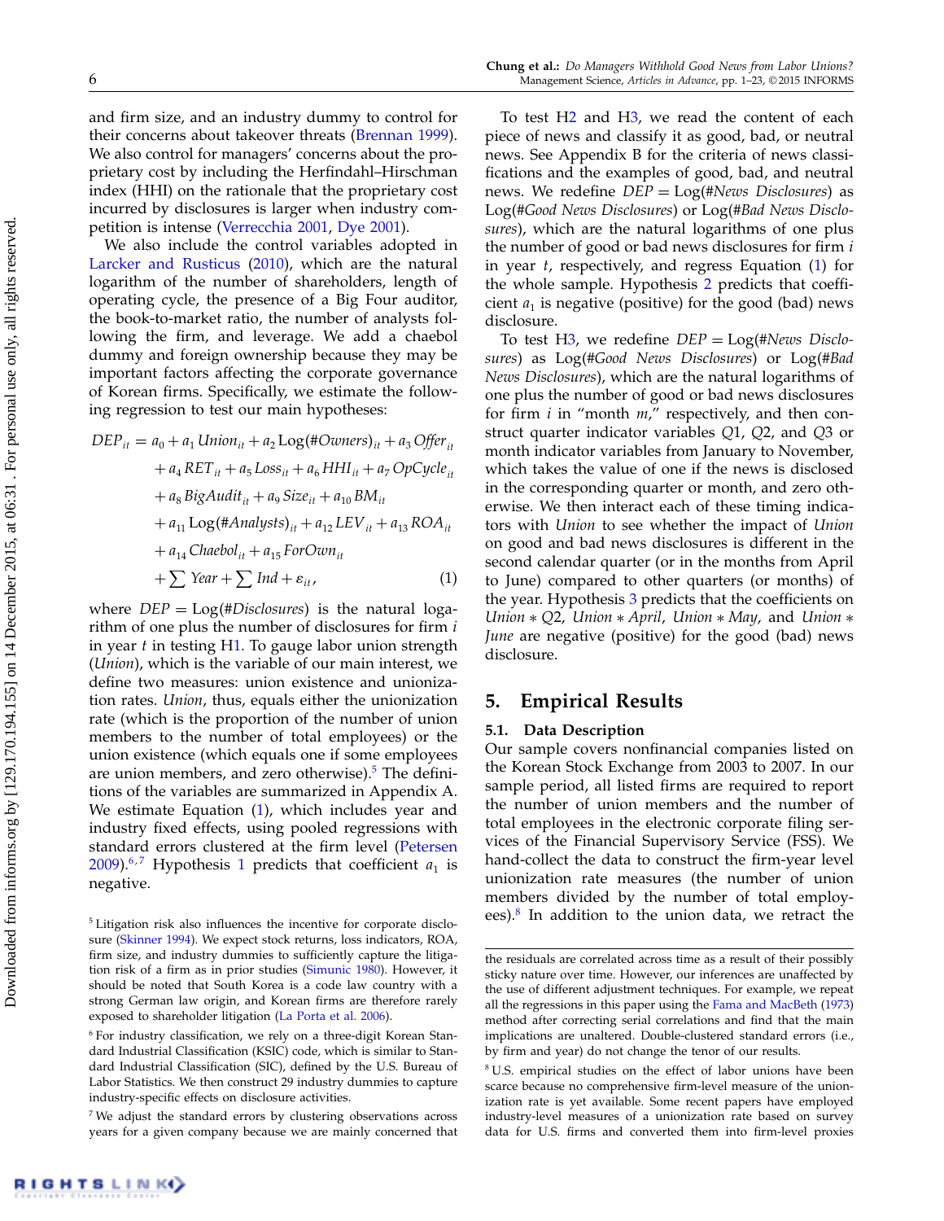and firm size, and an industry dummy to control for their concerns about takeover threats (Brennan 1999). We also control for managers' concerns about the proprietary cost by including the Herfindahl–Hirschman index (HHI) on the rationale that the proprietary cost incurred by disclosures is larger when industry competition is intense (Verrecchia 2001, Dye 2001).

We also include the control variables adopted in Larcker and Rusticus (2010), which are the natural logarithm of the number of shareholders, length of operating cycle, the presence of a Big Four auditor, the book-to-market ratio, the number of analysts following the firm, and leverage. We add a chaebol dummy and foreign ownership because they may be important factors affecting the corporate governance of Korean firms. Specifically, we estimate the following regression to test our main hypotheses:

$$
\begin{aligned}
DEP_{it} = {} & a_0 + a_1\, Union_{it} + a_2 \operatorname{Log}(\#Owners)_{it} + a_3\, Offer_{it} \\
& + a_4\, RET_{it} + a_5\, Loss_{it} + a_6\, HHI_{it} + a_7\, OpCycle_{it} \\
& + a_8\, BigAudit_{it} + a_9\, Size_{it} + a_{10}\, BM_{it} \\
& + a_{11} \operatorname{Log}(\#Analysts)_{it} + a_{12}\, LEV_{it} + a_{13}\, ROA_{it} \\
& + a_{14}\, Chaebol_{it} + a_{15}\, ForOwn_{it} \\
& + \sum Year + \sum Ind + \varepsilon_{it}, \qquad (1)
\end{aligned}
$$

where $DEP = \operatorname{Log}(\#Disclosures)$ is the natural logarithm of one plus the number of disclosures for firm $i$ in year $t$ in testing H1. To gauge labor union strength (*Union*), which is the variable of our main interest, we define two measures: union existence and unionization rates. *Union*, thus, equals either the unionization rate (which is the proportion of the number of union members to the number of total employees) or the union existence (which equals one if some employees are union members, and zero otherwise).[5] The definitions of the variables are summarized in Appendix A. We estimate Equation (1), which includes year and industry fixed effects, using pooled regressions with standard errors clustered at the firm level (Petersen 2009).[6,7] Hypothesis 1 predicts that coefficient $a_1$ is negative.

To test H2 and H3, we read the content of each piece of news and classify it as good, bad, or neutral news. See Appendix B for the criteria of news classifications and the examples of good, bad, and neutral news. We redefine $DEP = \operatorname{Log}(\#News\ Disclosures)$ as $\operatorname{Log}(\#Good\ News\ Disclosures)$ or $\operatorname{Log}(\#Bad\ News\ Disclosures)$, which are the natural logarithms of one plus the number of good or bad news disclosures for firm $i$ in year $t$, respectively, and regress Equation (1) for the whole sample. Hypothesis 2 predicts that coefficient $a_1$ is negative (positive) for the good (bad) news disclosure.

To test H3, we redefine $DEP = \operatorname{Log}(\#News\ Disclosures)$ as $\operatorname{Log}(\#Good\ News\ Disclosures)$ or $\operatorname{Log}(\#Bad\ News\ Disclosures)$, which are the natural logarithms of one plus the number of good or bad news disclosures for firm $i$ in "month $m$," respectively, and then construct quarter indicator variables $Q1$, $Q2$, and $Q3$ or month indicator variables from January to November, which takes the value of one if the news is disclosed in the corresponding quarter or month, and zero otherwise. We then interact each of these timing indicators with *Union* to see whether the impact of *Union* on good and bad news disclosures is different in the second calendar quarter (or in the months from April to June) compared to other quarters (or months) of the year. Hypothesis 3 predicts that the coefficients on $Union * Q2$, $Union * April$, $Union * May$, and $Union * June$ are negative (positive) for the good (bad) news disclosure.

## 5. Empirical Results

### 5.1. Data Description

Our sample covers nonfinancial companies listed on the Korean Stock Exchange from 2003 to 2007. In our sample period, all listed firms are required to report the number of union members and the number of total employees in the electronic corporate filing services of the Financial Supervisory Service (FSS). We hand-collect the data to construct the firm-year level unionization rate measures (the number of union members divided by the number of total employees).[8] In addition to the union data, we retract the

---

[5] Litigation risk also influences the incentive for corporate disclosure (Skinner 1994). We expect stock returns, loss indicators, ROA, firm size, and industry dummies to sufficiently capture the litigation risk of a firm as in prior studies (Simunic 1980). However, it should be noted that South Korea is a code law country with a strong German law origin, and Korean firms are therefore rarely exposed to shareholder litigation (La Porta et al. 2006).

[6] For industry classification, we rely on a three-digit Korean Standard Industrial Classification (KSIC) code, which is similar to Standard Industrial Classification (SIC), defined by the U.S. Bureau of Labor Statistics. We then construct 29 industry dummies to capture industry-specific effects on disclosure activities.

[7] We adjust the standard errors by clustering observations across years for a given company because we are mainly concerned that the residuals are correlated across time as a result of their possibly sticky nature over time. However, our inferences are unaffected by the use of different adjustment techniques. For example, we repeat all the regressions in this paper using the Fama and MacBeth (1973) method after correcting serial correlations and find that the main implications are unaltered. Double-clustered standard errors (i.e., by firm and year) do not change the tenor of our results.

[8] U.S. empirical studies on the effect of labor unions have been scarce because no comprehensive firm-level measure of the unionization rate is yet available. Some recent papers have employed industry-level measures of a unionization rate based on survey data for U.S. firms and converted them into firm-level proxies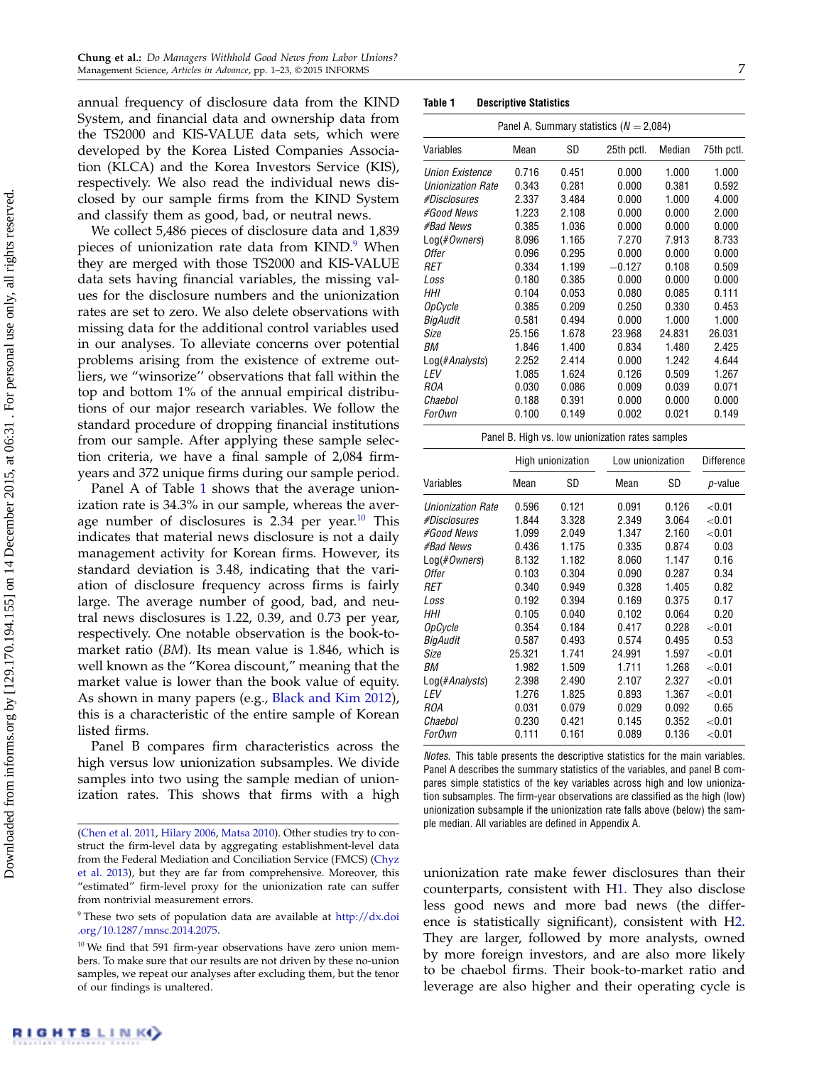annual frequency of disclosure data from the KIND System, and financial data and ownership data from the TS2000 and KIS-VALUE data sets, which were developed by the Korea Listed Companies Association (KLCA) and the Korea Investors Service (KIS), respectively. We also read the individual news disclosed by our sample firms from the KIND System and classify them as good, bad, or neutral news.

We collect 5,486 pieces of disclosure data and 1,839 pieces of unionization rate data from KIND.[9] When they are merged with those TS2000 and KIS-VALUE data sets having financial variables, the missing values for the disclosure numbers and the unionization rates are set to zero. We also delete observations with missing data for the additional control variables used in our analyses. To alleviate concerns over potential problems arising from the existence of extreme outliers, we "winsorize" observations that fall within the top and bottom 1% of the annual empirical distributions of our major research variables. We follow the standard procedure of dropping financial institutions from our sample. After applying these sample selection criteria, we have a final sample of 2,084 firm-years and 372 unique firms during our sample period.

Panel A of Table 1 shows that the average unionization rate is 34.3% in our sample, whereas the average number of disclosures is 2.34 per year.[10] This indicates that material news disclosure is not a daily management activity for Korean firms. However, its standard deviation is 3.48, indicating that the variation of disclosure frequency across firms is fairly large. The average number of good, bad, and neutral news disclosures is 1.22, 0.39, and 0.73 per year, respectively. One notable observation is the book-to-market ratio (*BM*). Its mean value is 1.846, which is well known as the "Korea discount," meaning that the market value is lower than the book value of equity. As shown in many papers (e.g., Black and Kim 2012), this is a characteristic of the entire sample of Korean listed firms.

Panel B compares firm characteristics across the high versus low unionization subsamples. We divide samples into two using the sample median of unionization rates. This shows that firms with a high unionization rate make fewer disclosures than their counterparts, consistent with H1. They also disclose less good news and more bad news (the difference is statistically significant), consistent with H2. They are larger, followed by more analysts, owned by more foreign investors, and are also more likely to be chaebol firms. Their book-to-market ratio and leverage are also higher and their operating cycle is

**Table 1 Descriptive Statistics**

Panel A. Summary statistics ($N = 2{,}084$)

| Variables | Mean | SD | 25th pctl. | Median | 75th pctl. |
|---|---|---|---|---|---|
| *Union Existence* | 0.716 | 0.451 | 0.000 | 1.000 | 1.000 |
| *Unionization Rate* | 0.343 | 0.281 | 0.000 | 0.381 | 0.592 |
| *#Disclosures* | 2.337 | 3.484 | 0.000 | 1.000 | 4.000 |
| *#Good News* | 1.223 | 2.108 | 0.000 | 0.000 | 2.000 |
| *#Bad News* | 0.385 | 1.036 | 0.000 | 0.000 | 0.000 |
| Log(*#Owners*) | 8.096 | 1.165 | 7.270 | 7.913 | 8.733 |
| *Offer* | 0.096 | 0.295 | 0.000 | 0.000 | 0.000 |
| *RET* | 0.334 | 1.199 | −0.127 | 0.108 | 0.509 |
| *Loss* | 0.180 | 0.385 | 0.000 | 0.000 | 0.000 |
| *HHI* | 0.104 | 0.053 | 0.080 | 0.085 | 0.111 |
| *OpCycle* | 0.385 | 0.209 | 0.250 | 0.330 | 0.453 |
| *BigAudit* | 0.581 | 0.494 | 0.000 | 1.000 | 1.000 |
| *Size* | 25.156 | 1.678 | 23.968 | 24.831 | 26.031 |
| *BM* | 1.846 | 1.400 | 0.834 | 1.480 | 2.425 |
| Log(*#Analysts*) | 2.252 | 2.414 | 0.000 | 1.242 | 4.644 |
| *LEV* | 1.085 | 1.624 | 0.126 | 0.509 | 1.267 |
| *ROA* | 0.030 | 0.086 | 0.009 | 0.039 | 0.071 |
| *Chaebol* | 0.188 | 0.391 | 0.000 | 0.000 | 0.000 |
| *ForOwn* | 0.100 | 0.149 | 0.002 | 0.021 | 0.149 |

Panel B. High vs. low unionization rates samples

| | High unionization | | Low unionization | | Difference |
|---|---|---|---|---|---|
| Variables | Mean | SD | Mean | SD | *p*-value |
| *Unionization Rate* | 0.596 | 0.121 | 0.091 | 0.126 | <0.01 |
| *#Disclosures* | 1.844 | 3.328 | 2.349 | 3.064 | <0.01 |
| *#Good News* | 1.099 | 2.049 | 1.347 | 2.160 | <0.01 |
| *#Bad News* | 0.436 | 1.175 | 0.335 | 0.874 | 0.03 |
| Log(*#Owners*) | 8.132 | 1.182 | 8.060 | 1.147 | 0.16 |
| *Offer* | 0.103 | 0.304 | 0.090 | 0.287 | 0.34 |
| *RET* | 0.340 | 0.949 | 0.328 | 1.405 | 0.82 |
| *Loss* | 0.192 | 0.394 | 0.169 | 0.375 | 0.17 |
| *HHI* | 0.105 | 0.040 | 0.102 | 0.064 | 0.20 |
| *OpCycle* | 0.354 | 0.184 | 0.417 | 0.228 | <0.01 |
| *BigAudit* | 0.587 | 0.493 | 0.574 | 0.495 | 0.53 |
| *Size* | 25.321 | 1.741 | 24.991 | 1.597 | <0.01 |
| *BM* | 1.982 | 1.509 | 1.711 | 1.268 | <0.01 |
| Log(*#Analysts*) | 2.398 | 2.490 | 2.107 | 2.327 | <0.01 |
| *LEV* | 1.276 | 1.825 | 0.893 | 1.367 | <0.01 |
| *ROA* | 0.031 | 0.079 | 0.029 | 0.092 | 0.65 |
| *Chaebol* | 0.230 | 0.421 | 0.145 | 0.352 | <0.01 |
| *ForOwn* | 0.111 | 0.161 | 0.089 | 0.136 | <0.01 |

*Notes.* This table presents the descriptive statistics for the main variables. Panel A describes the summary statistics of the variables, and panel B compares simple statistics of the key variables across high and low unionization subsamples. The firm-year observations are classified as the high (low) unionization subsample if the unionization rate falls above (below) the sample median. All variables are defined in Appendix A.

---

(Chen et al. 2011, Hilary 2006, Matsa 2010). Other studies try to construct the firm-level data by aggregating establishment-level data from the Federal Mediation and Conciliation Service (FMCS) (Chyz et al. 2013), but they are far from comprehensive. Moreover, this "estimated" firm-level proxy for the unionization rate can suffer from nontrivial measurement errors.

[9] These two sets of population data are available at http://dx.doi.org/10.1287/mnsc.2014.2075.

[10] We find that 591 firm-year observations have zero union members. To make sure that our results are not driven by these no-union samples, we repeat our analyses after excluding them, but the tenor of our findings is unaltered.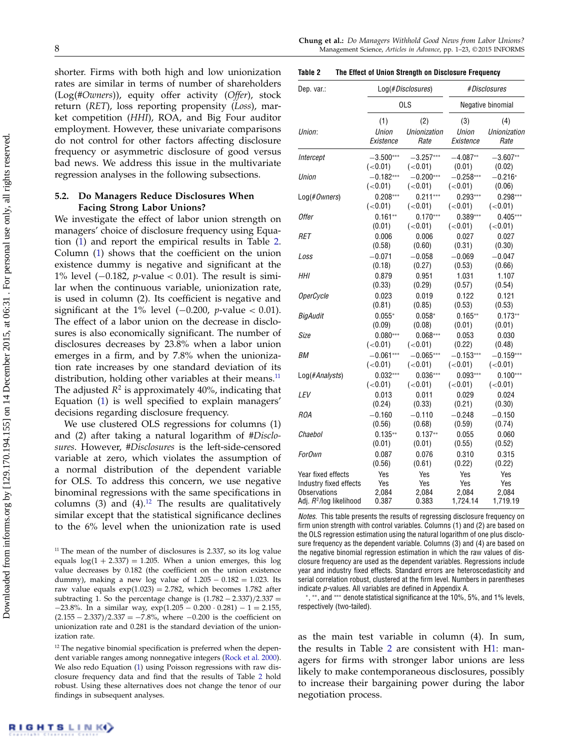shorter. Firms with both high and low unionization rates are similar in terms of number of shareholders (Log(#*Owners*)), equity offer activity (*Offer*), stock return (*RET*), loss reporting propensity (*Loss*), market competition (*HHI*), ROA, and Big Four auditor employment. However, these univariate comparisons do not control for other factors affecting disclosure frequency or asymmetric disclosure of good versus bad news. We address this issue in the multivariate regression analyses in the following subsections.

### 5.2. Do Managers Reduce Disclosures When Facing Strong Labor Unions?

We investigate the effect of labor union strength on managers' choice of disclosure frequency using Equation (1) and report the empirical results in Table 2. Column (1) shows that the coefficient on the union existence dummy is negative and significant at the 1% level ($-0.182$, $p$-value $< 0.01$). The result is similar when the continuous variable, unionization rate, is used in column (2). Its coefficient is negative and significant at the 1% level ($-0.200$, $p$-value $< 0.01$). The effect of a labor union on the decrease in disclosures is also economically significant. The number of disclosures decreases by 23.8% when a labor union emerges in a firm, and by 7.8% when the unionization rate increases by one standard deviation of its distribution, holding other variables at their means.[11] The adjusted $R^2$ is approximately 40%, indicating that Equation (1) is well specified to explain managers' decisions regarding disclosure frequency.

We use clustered OLS regressions for columns (1) and (2) after taking a natural logarithm of #*Disclosures*. However, #*Disclosures* is the left-side-censored variable at zero, which violates the assumption of a normal distribution of the dependent variable for OLS. To address this concern, we use negative binominal regressions with the same specifications in columns (3) and (4).[12] The results are qualitatively similar except that the statistical significance declines to the 6% level when the unionization rate is used as the main test variable in column (4). In sum, the results in Table 2 are consistent with H1: managers for firms with stronger labor unions are less likely to make contemporaneous disclosures, possibly to increase their bargaining power during the labor negotiation process.

**Table 2 The Effect of Union Strength on Disclosure Frequency**

| Dep. var.: | Log(#*Disclosures*) | | #*Disclosures* | |
|---|---|---|---|---|
| | OLS | | Negative binomial | |
| *Union*: | (1) *Union Existence* | (2) *Unionization Rate* | (3) *Union Existence* | (4) *Unionization Rate* |
| *Intercept* | $-3.500$*** | $-3.257$*** | $-4.087$** | $-3.607$** |
| | (<0.01) | (<0.01) | (0.01) | (0.02) |
| *Union* | $-0.182$*** | $-0.200$*** | $-0.258$*** | $-0.216$* |
| | (<0.01) | (<0.01) | (<0.01) | (0.06) |
| Log(#*Owners*) | 0.208*** | 0.211*** | 0.293*** | 0.298*** |
| | (<0.01) | (<0.01) | (<0.01) | (<0.01) |
| *Offer* | 0.161** | 0.170*** | 0.389*** | 0.405*** |
| | (0.01) | (<0.01) | (<0.01) | (<0.01) |
| *RET* | 0.006 | 0.006 | 0.027 | 0.027 |
| | (0.58) | (0.60) | (0.31) | (0.30) |
| *Loss* | $-0.071$ | $-0.058$ | $-0.069$ | $-0.047$ |
| | (0.18) | (0.27) | (0.53) | (0.66) |
| *HHI* | 0.879 | 0.951 | 1.031 | 1.107 |
| | (0.33) | (0.29) | (0.57) | (0.54) |
| *OperCycle* | 0.023 | 0.019 | 0.122 | 0.121 |
| | (0.81) | (0.85) | (0.53) | (0.53) |
| *BigAudit* | 0.055* | 0.058* | 0.165** | 0.173** |
| | (0.09) | (0.08) | (0.01) | (0.01) |
| *Size* | 0.080*** | 0.068*** | 0.053 | 0.030 |
| | (<0.01) | (<0.01) | (0.22) | (0.48) |
| *BM* | $-0.061$*** | $-0.065$*** | $-0.153$*** | $-0.159$*** |
| | (<0.01) | (<0.01) | (<0.01) | (<0.01) |
| Log(#*Analysts*) | 0.032*** | 0.036*** | 0.093*** | 0.100*** |
| | (<0.01) | (<0.01) | (<0.01) | (<0.01) |
| *LEV* | 0.013 | 0.011 | 0.029 | 0.024 |
| | (0.24) | (0.33) | (0.21) | (0.30) |
| *ROA* | $-0.160$ | $-0.110$ | $-0.248$ | $-0.150$ |
| | (0.56) | (0.68) | (0.59) | (0.74) |
| *Chaebol* | 0.135** | 0.137** | 0.055 | 0.060 |
| | (0.01) | (0.01) | (0.55) | (0.52) |
| *ForOwn* | 0.087 | 0.076 | 0.310 | 0.315 |
| | (0.56) | (0.61) | (0.22) | (0.22) |
| Year fixed effects | Yes | Yes | Yes | Yes |
| Industry fixed effects | Yes | Yes | Yes | Yes |
| Observations | 2,084 | 2,084 | 2,084 | 2,084 |
| Adj. $R^2$/log likelihood | 0.387 | 0.383 | 1,724.14 | 1,719.19 |

*Notes.* This table presents the results of regressing disclosure frequency on firm union strength with control variables. Columns (1) and (2) are based on the OLS regression estimation using the natural logarithm of one plus disclosure frequency as the dependent variable. Columns (3) and (4) are based on the negative binomial regression estimation in which the raw values of disclosure frequency are used as the dependent variables. Regressions include year and industry fixed effects. Standard errors are heteroscedasticity and serial correlation robust, clustered at the firm level. Numbers in parentheses indicate $p$-values. All variables are defined in Appendix A.

*, **, and *** denote statistical significance at the 10%, 5%, and 1% levels, respectively (two-tailed).

[11] The mean of the number of disclosures is 2.337, so its log value equals $\log(1 + 2.337) = 1.205$. When a union emerges, this log value decreases by 0.182 (the coefficient on the union existence dummy), making a new log value of $1.205 - 0.182 = 1.023$. Its raw value equals $\exp(1.023) = 2.782$, which becomes 1.782 after subtracting 1. So the percentage change is $(1.782 - 2.337)/2.337 = -23.8\%$. In a similar way, $\exp(1.205 - 0.200 \cdot 0.281) - 1 = 2.155$, $(2.155 - 2.337)/2.337 = -7.8\%$, where $-0.200$ is the coefficient on unionization rate and 0.281 is the standard deviation of the unionization rate.

[12] The negative binomial specification is preferred when the dependent variable ranges among nonnegative integers (Rock et al. 2000). We also redo Equation (1) using Poisson regressions with raw disclosure frequency data and find that the results of Table 2 hold robust. Using these alternatives does not change the tenor of our findings in subsequent analyses.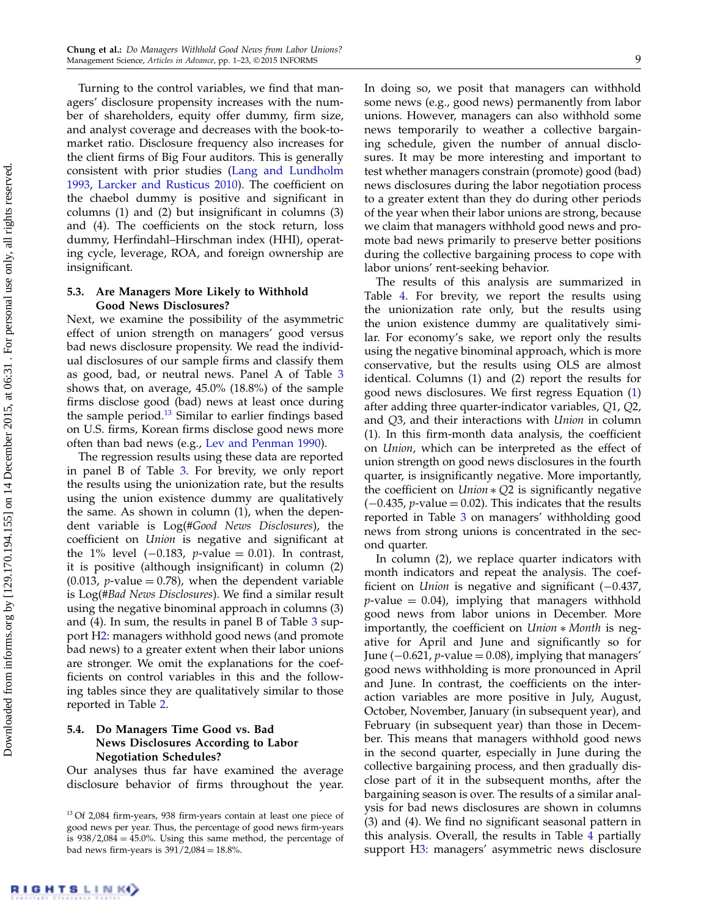Turning to the control variables, we find that managers' disclosure propensity increases with the number of shareholders, equity offer dummy, firm size, and analyst coverage and decreases with the book-to-market ratio. Disclosure frequency also increases for the client firms of Big Four auditors. This is generally consistent with prior studies (Lang and Lundholm 1993, Larcker and Rusticus 2010). The coefficient on the chaebol dummy is positive and significant in columns (1) and (2) but insignificant in columns (3) and (4). The coefficients on the stock return, loss dummy, Herfindahl–Hirschman index (HHI), operating cycle, leverage, ROA, and foreign ownership are insignificant.

### 5.3. Are Managers More Likely to Withhold Good News Disclosures?

Next, we examine the possibility of the asymmetric effect of union strength on managers' good versus bad news disclosure propensity. We read the individual disclosures of our sample firms and classify them as good, bad, or neutral news. Panel A of Table 3 shows that, on average, 45.0% (18.8%) of the sample firms disclose good (bad) news at least once during the sample period.[13] Similar to earlier findings based on U.S. firms, Korean firms disclose good news more often than bad news (e.g., Lev and Penman 1990).

The regression results using these data are reported in panel B of Table 3. For brevity, we only report the results using the unionization rate, but the results using the union existence dummy are qualitatively the same. As shown in column (1), when the dependent variable is Log(#*Good News Disclosures*), the coefficient on *Union* is negative and significant at the 1% level ($-0.183$, $p$-value $= 0.01$). In contrast, it is positive (although insignificant) in column (2) (0.013, $p$-value $= 0.78$), when the dependent variable is Log(#*Bad News Disclosures*). We find a similar result using the negative binominal approach in columns (3) and (4). In sum, the results in panel B of Table 3 support H2: managers withhold good news (and promote bad news) to a greater extent when their labor unions are stronger. We omit the explanations for the coefficients on control variables in this and the following tables since they are qualitatively similar to those reported in Table 2.

### 5.4. Do Managers Time Good vs. Bad News Disclosures According to Labor Negotiation Schedules?

Our analyses thus far have examined the average disclosure behavior of firms throughout the year. In doing so, we posit that managers can withhold some news (e.g., good news) permanently from labor unions. However, managers can also withhold some news temporarily to weather a collective bargaining schedule, given the number of annual disclosures. It may be more interesting and important to test whether managers constrain (promote) good (bad) news disclosures during the labor negotiation process to a greater extent than they do during other periods of the year when their labor unions are strong, because we claim that managers withhold good news and promote bad news primarily to preserve better positions during the collective bargaining process to cope with labor unions' rent-seeking behavior.

The results of this analysis are summarized in Table 4. For brevity, we report the results using the unionization rate only, but the results using the union existence dummy are qualitatively similar. For economy's sake, we report only the results using the negative binomial approach, which is more conservative, but the results using OLS are almost identical. Columns (1) and (2) report the results for good news disclosures. We first regress Equation (1) after adding three quarter-indicator variables, $Q1$, $Q2$, and $Q3$, and their interactions with *Union* in column (1). In this firm-month data analysis, the coefficient on *Union*, which can be interpreted as the effect of union strength on good news disclosures in the fourth quarter, is insignificantly negative. More importantly, the coefficient on $Union * Q2$ is significantly negative ($-0.435$, $p$-value $= 0.02$). This indicates that the results reported in Table 3 on managers' withholding good news from strong unions is concentrated in the second quarter.

In column (2), we replace quarter indicators with month indicators and repeat the analysis. The coefficient on *Union* is negative and significant ($-0.437$, $p$-value $= 0.04$), implying that managers withhold good news from labor unions in December. More importantly, the coefficient on $Union * Month$ is negative for April and June and significantly so for June ($-0.621$, $p$-value $= 0.08$), implying that managers' good news withholding is more pronounced in April and June. In contrast, the coefficients on the interaction variables are more positive in July, August, October, November, January (in subsequent year), and February (in subsequent year) than those in December. This means that managers withhold good news in the second quarter, especially in June during the collective bargaining process, and then gradually disclose part of it in the subsequent months, after the bargaining season is over. The results of a similar analysis for bad news disclosures are shown in columns (3) and (4). We find no significant seasonal pattern in this analysis. Overall, the results in Table 4 partially support H3: managers' asymmetric news disclosure

[13] Of 2,084 firm-years, 938 firm-years contain at least one piece of good news per year. Thus, the percentage of good news firm-years is $938/2{,}084 = 45.0\%$. Using this same method, the percentage of bad news firm-years is $391/2{,}084 = 18.8\%$.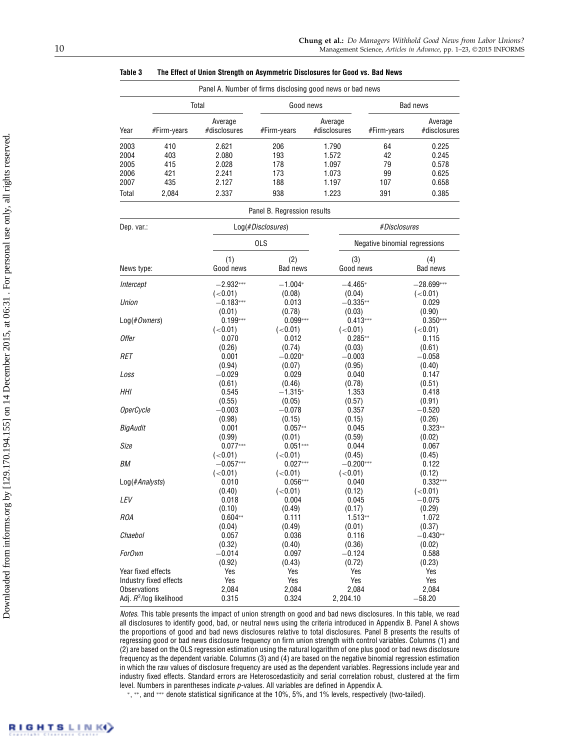**Table 3 The Effect of Union Strength on Asymmetric Disclosures for Good vs. Bad News**

Panel A. Number of firms disclosing good news or bad news

| | Total | | Good news | | Bad news | |
|---|---|---|---|---|---|---|
| Year | #Firm-years | Average #disclosures | #Firm-years | Average #disclosures | #Firm-years | Average #disclosures |
| 2003 | 410 | 2.621 | 206 | 1.790 | 64 | 0.225 |
| 2004 | 403 | 2.080 | 193 | 1.572 | 42 | 0.245 |
| 2005 | 415 | 2.028 | 178 | 1.097 | 79 | 0.578 |
| 2006 | 421 | 2.241 | 173 | 1.073 | 99 | 0.625 |
| 2007 | 435 | 2.127 | 188 | 1.197 | 107 | 0.658 |
| Total | 2,084 | 2.337 | 938 | 1.223 | 391 | 0.385 |

Panel B. Regression results

| Dep. var.: | Log(*#Disclosures*) | | *#Disclosures* | |
|---|---|---|---|---|
| | OLS | | Negative binomial regressions | |
| News type: | (1) Good news | (2) Bad news | (3) Good news | (4) Bad news |
| *Intercept* | −2.932*** | −1.004* | −4.465* | −28.699*** |
| | (<0.01) | (0.08) | (0.04) | (<0.01) |
| *Union* | −0.183*** | 0.013 | −0.335** | 0.029 |
| | (0.01) | (0.78) | (0.03) | (0.90) |
| Log(*#Owners*) | 0.199*** | 0.099*** | 0.413*** | 0.350*** |
| | (<0.01) | (<0.01) | (<0.01) | (<0.01) |
| *Offer* | 0.070 | 0.012 | 0.285** | 0.115 |
| | (0.26) | (0.74) | (0.03) | (0.61) |
| *RET* | 0.001 | −0.020* | −0.003 | −0.058 |
| | (0.94) | (0.07) | (0.95) | (0.40) |
| *Loss* | −0.029 | 0.029 | 0.040 | 0.147 |
| | (0.61) | (0.46) | (0.78) | (0.51) |
| *HHI* | 0.545 | −1.315* | 1.353 | 0.418 |
| | (0.55) | (0.05) | (0.57) | (0.91) |
| *OperCycle* | −0.003 | −0.078 | 0.357 | −0.520 |
| | (0.98) | (0.15) | (0.15) | (0.26) |
| *BigAudit* | 0.001 | 0.057** | 0.045 | 0.323** |
| | (0.99) | (0.01) | (0.59) | (0.02) |
| *Size* | 0.077*** | 0.051*** | 0.044 | 0.067 |
| | (<0.01) | (<0.01) | (0.45) | (0.45) |
| *BM* | −0.057*** | 0.027*** | −0.200*** | 0.122 |
| | (<0.01) | (<0.01) | (<0.01) | (0.12) |
| Log(*#Analysts*) | 0.010 | 0.056*** | 0.040 | 0.332*** |
| | (0.40) | (<0.01) | (0.12) | (<0.01) |
| *LEV* | 0.018 | 0.004 | 0.045 | −0.075 |
| | (0.10) | (0.49) | (0.17) | (0.29) |
| *ROA* | 0.604** | 0.111 | 1.513** | 1.072 |
| | (0.04) | (0.49) | (0.01) | (0.37) |
| *Chaebol* | 0.057 | 0.036 | 0.116 | −0.430** |
| | (0.32) | (0.40) | (0.36) | (0.02) |
| *ForOwn* | −0.014 | 0.097 | −0.124 | 0.588 |
| | (0.92) | (0.43) | (0.72) | (0.23) |
| Year fixed effects | Yes | Yes | Yes | Yes |
| Industry fixed effects | Yes | Yes | Yes | Yes |
| Observations | 2,084 | 2,084 | 2,084 | 2,084 |
| Adj. $R^2$/log likelihood | 0.315 | 0.324 | 2,204.10 | −58.20 |

*Notes.* This table presents the impact of union strength on good and bad news disclosures. In this table, we read all disclosures to identify good, bad, or neutral news using the criteria introduced in Appendix B. Panel A shows the proportions of good and bad news disclosures relative to total disclosures. Panel B presents the results of regressing good or bad news disclosure frequency on firm union strength with control variables. Columns (1) and (2) are based on the OLS regression estimation using the natural logarithm of one plus good or bad news disclosure frequency as the dependent variable. Columns (3) and (4) are based on the negative binomial regression estimation in which the raw values of disclosure frequency are used as the dependent variables. Regressions include year and industry fixed effects. Standard errors are Heteroscedasticity and serial correlation robust, clustered at the firm level. Numbers in parentheses indicate *p*-values. All variables are defined in Appendix A.

*, **, and *** denote statistical significance at the 10%, 5%, and 1% levels, respectively (two-tailed).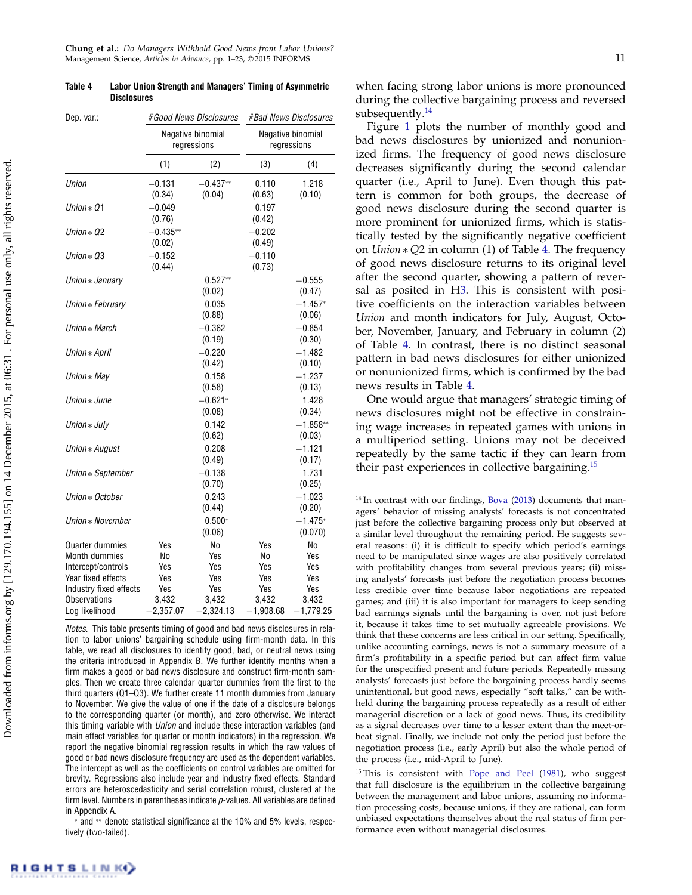**Table 4 Labor Union Strength and Managers' Timing of Asymmetric Disclosures**

| Dep. var.: | *#Good News Disclosures* | | *#Bad News Disclosures* | |
|---|---|---|---|---|
| | Negative binomial regressions | | Negative binomial regressions | |
| | (1) | (2) | (3) | (4) |
| *Union* | −0.131 (0.34) | −0.437** (0.04) | 0.110 (0.63) | 1.218 (0.10) |
| *Union* ∗ *Q*1 | −0.049 (0.76) | | 0.197 (0.42) | |
| *Union* ∗ *Q*2 | −0.435** (0.02) | | −0.202 (0.49) | |
| *Union* ∗ *Q*3 | −0.152 (0.44) | | −0.110 (0.73) | |
| *Union* ∗ *January* | | 0.527** (0.02) | | −0.555 (0.47) |
| *Union* ∗ *February* | | 0.035 (0.88) | | −1.457* (0.06) |
| *Union* ∗ *March* | | −0.362 (0.19) | | −0.854 (0.30) |
| *Union* ∗ *April* | | −0.220 (0.42) | | −1.482 (0.10) |
| *Union* ∗ *May* | | 0.158 (0.58) | | −1.237 (0.13) |
| *Union* ∗ *June* | | −0.621* (0.08) | | 1.428 (0.34) |
| *Union* ∗ *July* | | 0.142 (0.62) | | −1.858** (0.03) |
| *Union* ∗ *August* | | 0.208 (0.49) | | −1.121 (0.17) |
| *Union* ∗ *September* | | −0.138 (0.70) | | 1.731 (0.25) |
| *Union* ∗ *October* | | 0.243 (0.44) | | −1.023 (0.20) |
| *Union* ∗ *November* | | 0.500* (0.06) | | −1.475* (0.070) |
| Quarter dummies | Yes | No | Yes | No |
| Month dummies | No | Yes | No | Yes |
| Intercept/controls | Yes | Yes | Yes | Yes |
| Year fixed effects | Yes | Yes | Yes | Yes |
| Industry fixed effects | Yes | Yes | Yes | Yes |
| Observations | 3,432 | 3,432 | 3,432 | 3,432 |
| Log likelihood | −2,357.07 | −2,324.13 | −1,908.68 | −1,779.25 |

*Notes.* This table presents timing of good and bad news disclosures in relation to labor unions' bargaining schedule using firm-month data. In this table, we read all disclosures to identify good, bad, or neutral news using the criteria introduced in Appendix B. We further identify months when a firm makes a good or bad news disclosure and construct firm-month samples. Then we create three calendar quarter dummies from the first to the third quarters (Q1–Q3). We further create 11 month dummies from January to November. We give the value of one if the date of a disclosure belongs to the corresponding quarter (or month), and zero otherwise. We interact this timing variable with *Union* and include these interaction variables (and main effect variables for quarter or month indicators) in the regression. We report the negative binomial regression results in which the raw values of good or bad news disclosure frequency are used as the dependent variables. The intercept as well as the coefficients on control variables are omitted for brevity. Regressions also include year and industry fixed effects. Standard errors are heteroscedasticity and serial correlation robust, clustered at the firm level. Numbers in parentheses indicate *p*-values. All variables are defined in Appendix A.

\* and \*\* denote statistical significance at the 10% and 5% levels, respectively (two-tailed).

when facing strong labor unions is more pronounced during the collective bargaining process and reversed subsequently.[14]

Figure 1 plots the number of monthly good and bad news disclosures by unionized and nonunionized firms. The frequency of good news disclosure decreases significantly during the second calendar quarter (i.e., April to June). Even though this pattern is common for both groups, the decrease of good news disclosure during the second quarter is more prominent for unionized firms, which is statistically tested by the significantly negative coefficient on $Union * Q2$ in column (1) of Table 4. The frequency of good news disclosure returns to its original level after the second quarter, showing a pattern of reversal as posited in H3. This is consistent with positive coefficients on the interaction variables between *Union* and month indicators for July, August, October, November, January, and February in column (2) of Table 4. In contrast, there is no distinct seasonal pattern in bad news disclosures for either unionized or nonunionized firms, which is confirmed by the bad news results in Table 4.

One would argue that managers' strategic timing of news disclosures might not be effective in constraining wage increases in repeated games with unions in a multiperiod setting. Unions may not be deceived repeatedly by the same tactic if they can learn from their past experiences in collective bargaining.[15]

[14] In contrast with our findings, Bova (2013) documents that managers' behavior of missing analysts' forecasts is not concentrated just before the collective bargaining process only but observed at a similar level throughout the remaining period. He suggests several reasons: (i) it is difficult to specify which period's earnings need to be manipulated since wages are also positively correlated with profitability changes from several previous years; (ii) missing analysts' forecasts just before the negotiation process becomes less credible over time because labor negotiations are repeated games; and (iii) it is also important for managers to keep sending bad earnings signals until the bargaining is over, not just before it, because it takes time to set mutually agreeable provisions. We think that these concerns are less critical in our setting. Specifically, unlike accounting earnings, news is not a summary measure of a firm's profitability in a specific period but can affect firm value for the unspecified present and future periods. Repeatedly missing analysts' forecasts just before the bargaining process hardly seems unintentional, but good news, especially "soft talks," can be withheld during the bargaining process repeatedly as a result of either managerial discretion or a lack of good news. Thus, its credibility as a signal decreases over time to a lesser extent than the meet-or-beat signal. Finally, we include not only the period just before the negotiation process (i.e., early April) but also the whole period of the process (i.e., mid-April to June).

[15] This is consistent with Pope and Peel (1981), who suggest that full disclosure is the equilibrium in the collective bargaining between the management and labor unions, assuming no information processing costs, because unions, if they are rational, can form unbiased expectations themselves about the real status of firm performance even without managerial disclosures.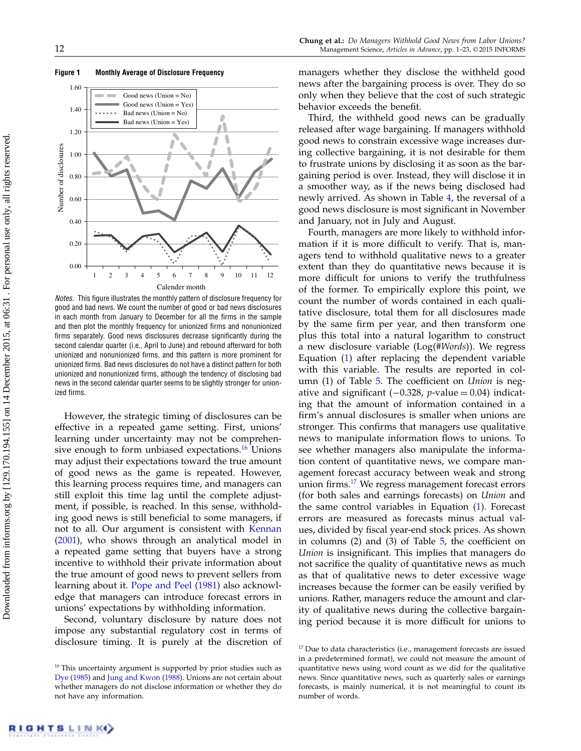**Figure 1 Monthly Average of Disclosure Frequency**

*Notes.* This figure illustrates the monthly pattern of disclosure frequency for good and bad news. We count the number of good or bad news disclosures in each month from January to December for all the firms in the sample and then plot the monthly frequency for unionized firms and nonunionized firms separately. Good news disclosures decrease significantly during the second calendar quarter (i.e., April to June) and rebound afterward for both unionized and nonunionized firms, and this pattern is more prominent for unionized firms. Bad news disclosures do not have a distinct pattern for both unionized and nonunionized firms, although the tendency of disclosing bad news in the second calendar quarter seems to be slightly stronger for unionized firms.

However, the strategic timing of disclosures can be effective in a repeated game setting. First, unions' learning under uncertainty may not be comprehensive enough to form unbiased expectations.[16] Unions may adjust their expectations toward the true amount of good news as the game is repeated. However, this learning process requires time, and managers can still exploit this time lag until the complete adjustment, if possible, is reached. In this sense, withholding good news is still beneficial to some managers, if not to all. Our argument is consistent with Kennan (2001), who shows through an analytical model in a repeated game setting that buyers have a strong incentive to withhold their private information about the true amount of good news to prevent sellers from learning about it. Pope and Peel (1981) also acknowledge that managers can introduce forecast errors in unions' expectations by withholding information.

Second, voluntary disclosure by nature does not impose any substantial regulatory cost in terms of disclosure timing. It is purely at the discretion of managers whether they disclose the withheld good news after the bargaining process is over. They do so only when they believe that the cost of such strategic behavior exceeds the benefit.

Third, the withheld good news can be gradually released after wage bargaining. If managers withhold good news to constrain excessive wage increases during collective bargaining, it is not desirable for them to frustrate unions by disclosing it as soon as the bargaining period is over. Instead, they will disclose it in a smoother way, as if the news being disclosed had newly arrived. As shown in Table 4, the reversal of a good news disclosure is most significant in November and January, not in July and August.

Fourth, managers are more likely to withhold information if it is more difficult to verify. That is, managers tend to withhold qualitative news to a greater extent than they do quantitative news because it is more difficult for unions to verify the truthfulness of the former. To empirically explore this point, we count the number of words contained in each qualitative disclosure, total them for all disclosures made by the same firm per year, and then transform one plus this total into a natural logarithm to construct a new disclosure variable (Log(*#Words*)). We regress Equation (1) after replacing the dependent variable with this variable. The results are reported in column (1) of Table 5. The coefficient on *Union* is negative and significant ($-0.328$, $p$-value $= 0.04$) indicating that the amount of information contained in a firm's annual disclosures is smaller when unions are stronger. This confirms that managers use qualitative news to manipulate information flows to unions. To see whether managers also manipulate the information content of quantitative news, we compare management forecast accuracy between weak and strong union firms.[17] We regress management forecast errors (for both sales and earnings forecasts) on *Union* and the same control variables in Equation (1). Forecast errors are measured as forecasts minus actual values, divided by fiscal year-end stock prices. As shown in columns (2) and (3) of Table 5, the coefficient on *Union* is insignificant. This implies that managers do not sacrifice the quality of quantitative news as much as that of qualitative news to deter excessive wage increases because the former can be easily verified by unions. Rather, managers reduce the amount and clarity of qualitative news during the collective bargaining period because it is more difficult for unions to

[16] This uncertainty argument is supported by prior studies such as Dye (1985) and Jung and Kwon (1988). Unions are not certain about whether managers do not disclose information or whether they do not have any information.

[17] Due to data characteristics (i.e., management forecasts are issued in a predetermined format), we could not measure the amount of quantitative news using word count as we did for the qualitative news. Since quantitative news, such as quarterly sales or earnings forecasts, is mainly numerical, it is not meaningful to count its number of words.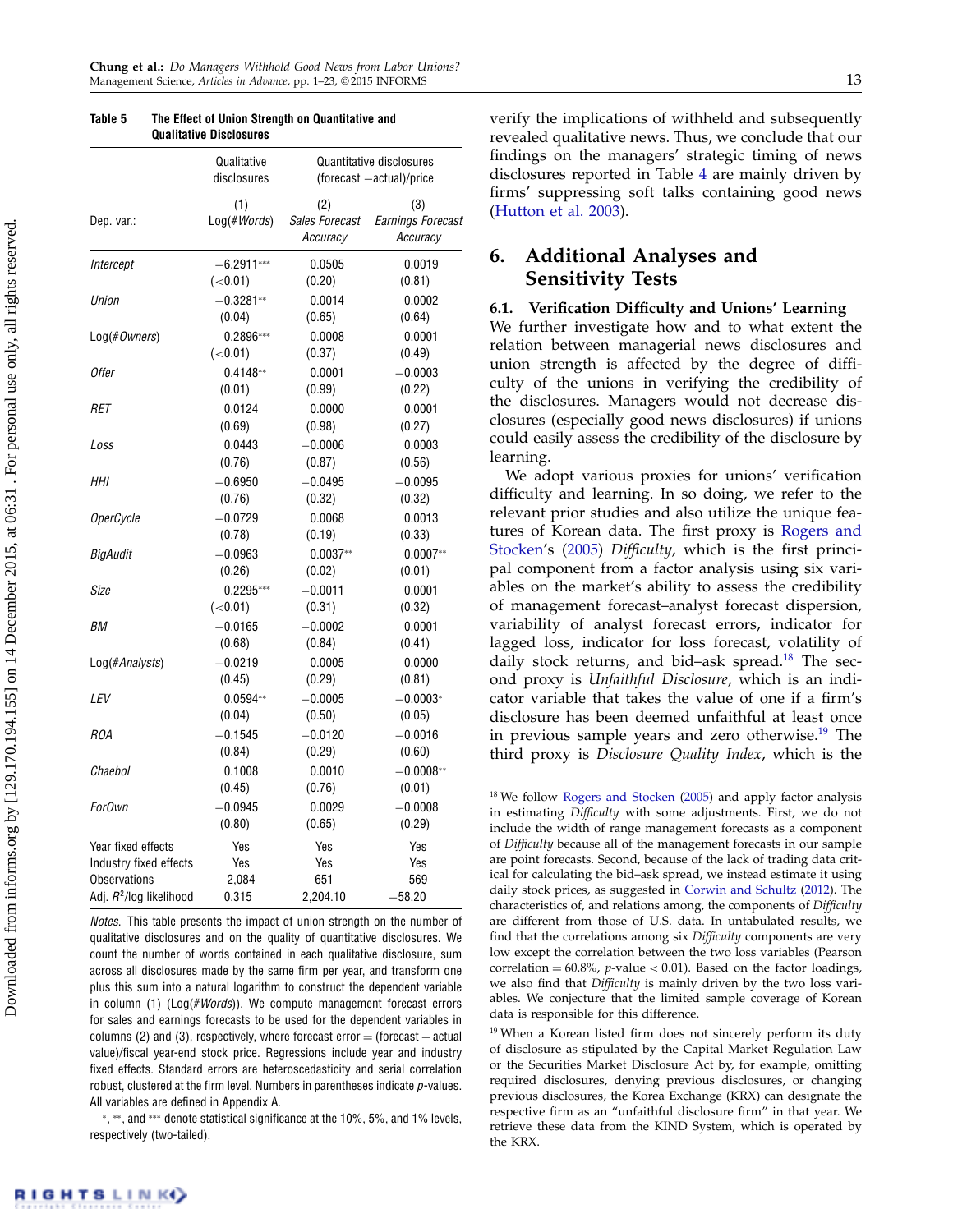**Table 5 The Effect of Union Strength on Quantitative and Qualitative Disclosures**

| | Qualitative disclosures | Quantitative disclosures (forecast − actual)/price | |
|---|---|---|---|
| Dep. var.: | (1) Log(*#Words*) | (2) *Sales Forecast Accuracy* | (3) *Earnings Forecast Accuracy* |
| *Intercept* | −6.2911*** | 0.0505 | 0.0019 |
| | (<0.01) | (0.20) | (0.81) |
| *Union* | −0.3281** | 0.0014 | 0.0002 |
| | (0.04) | (0.65) | (0.64) |
| Log(*#Owners*) | 0.2896*** | 0.0008 | 0.0001 |
| | (<0.01) | (0.37) | (0.49) |
| *Offer* | 0.4148** | 0.0001 | −0.0003 |
| | (0.01) | (0.99) | (0.22) |
| *RET* | 0.0124 | 0.0000 | 0.0001 |
| | (0.69) | (0.98) | (0.27) |
| *Loss* | 0.0443 | −0.0006 | 0.0003 |
| | (0.76) | (0.87) | (0.56) |
| *HHI* | −0.6950 | −0.0495 | −0.0095 |
| | (0.76) | (0.32) | (0.32) |
| *OperCycle* | −0.0729 | 0.0068 | 0.0013 |
| | (0.78) | (0.19) | (0.33) |
| *BigAudit* | −0.0963 | 0.0037** | 0.0007** |
| | (0.26) | (0.02) | (0.01) |
| *Size* | 0.2295*** | −0.0011 | 0.0001 |
| | (<0.01) | (0.31) | (0.32) |
| *BM* | −0.0165 | −0.0002 | 0.0001 |
| | (0.68) | (0.84) | (0.41) |
| Log(*#Analysts*) | −0.0219 | 0.0005 | 0.0000 |
| | (0.45) | (0.29) | (0.81) |
| *LEV* | 0.0594** | −0.0005 | −0.0003* |
| | (0.04) | (0.50) | (0.05) |
| *ROA* | −0.1545 | −0.0120 | −0.0016 |
| | (0.84) | (0.29) | (0.60) |
| *Chaebol* | 0.1008 | 0.0010 | −0.0008** |
| | (0.45) | (0.76) | (0.01) |
| *ForOwn* | −0.0945 | 0.0029 | −0.0008 |
| | (0.80) | (0.65) | (0.29) |
| Year fixed effects | Yes | Yes | Yes |
| Industry fixed effects | Yes | Yes | Yes |
| Observations | 2,084 | 651 | 569 |
| Adj. $R^2$/log likelihood | 0.315 | 2,204.10 | −58.20 |

*Notes.* This table presents the impact of union strength on the number of qualitative disclosures and on the quality of quantitative disclosures. We count the number of words contained in each qualitative disclosure, sum across all disclosures made by the same firm per year, and transform one plus this sum into a natural logarithm to construct the dependent variable in column (1) (Log(*#Words*)). We compute management forecast errors for sales and earnings forecasts to be used for the dependent variables in columns (2) and (3), respectively, where forecast error = (forecast − actual value)/fiscal year-end stock price. Regressions include year and industry fixed effects. Standard errors are heteroscedasticity and serial correlation robust, clustered at the firm level. Numbers in parentheses indicate *p*-values. All variables are defined in Appendix A.

*, **, and *** denote statistical significance at the 10%, 5%, and 1% levels, respectively (two-tailed).

verify the implications of withheld and subsequently revealed qualitative news. Thus, we conclude that our findings on the managers' strategic timing of news disclosures reported in Table 4 are mainly driven by firms' suppressing soft talks containing good news (Hutton et al. 2003).

## 6. Additional Analyses and Sensitivity Tests

### 6.1. Verification Difficulty and Unions' Learning

We further investigate how and to what extent the relation between managerial news disclosures and union strength is affected by the degree of difficulty of the unions in verifying the credibility of the disclosures. Managers would not decrease disclosures (especially good news disclosures) if unions could easily assess the credibility of the disclosure by learning.

We adopt various proxies for unions' verification difficulty and learning. In so doing, we refer to the relevant prior studies and also utilize the unique features of Korean data. The first proxy is Rogers and Stocken's (2005) *Difficulty*, which is the first principal component from a factor analysis using six variables on the market's ability to assess the credibility of management forecast–analyst forecast dispersion, variability of analyst forecast errors, indicator for lagged loss, indicator for loss forecast, volatility of daily stock returns, and bid–ask spread.[18] The second proxy is *Unfaithful Disclosure*, which is an indicator variable that takes the value of one if a firm's disclosure has been deemed unfaithful at least once in previous sample years and zero otherwise.[19] The third proxy is *Disclosure Quality Index*, which is the

[18] We follow Rogers and Stocken (2005) and apply factor analysis in estimating *Difficulty* with some adjustments. First, we do not include the width of range management forecasts as a component of *Difficulty* because all of the management forecasts in our sample are point forecasts. Second, because of the lack of trading data critical for calculating the bid–ask spread, we instead estimate it using daily stock prices, as suggested in Corwin and Schultz (2012). The characteristics of, and relations among, the components of *Difficulty* are different from those of U.S. data. In untabulated results, we find that the correlations among six *Difficulty* components are very low except the correlation between the two loss variables (Pearson correlation = 60.8%, *p*-value < 0.01). Based on the factor loadings, we also find that *Difficulty* is mainly driven by the two loss variables. We conjecture that the limited sample coverage of Korean data is responsible for this difference.

[19] When a Korean listed firm does not sincerely perform its duty of disclosure as stipulated by the Capital Market Regulation Law or the Securities Market Disclosure Act by, for example, omitting required disclosures, denying previous disclosures, or changing previous disclosures, the Korea Exchange (KRX) can designate the respective firm as an "unfaithful disclosure firm" in that year. We retrieve these data from the KIND System, which is operated by the KRX.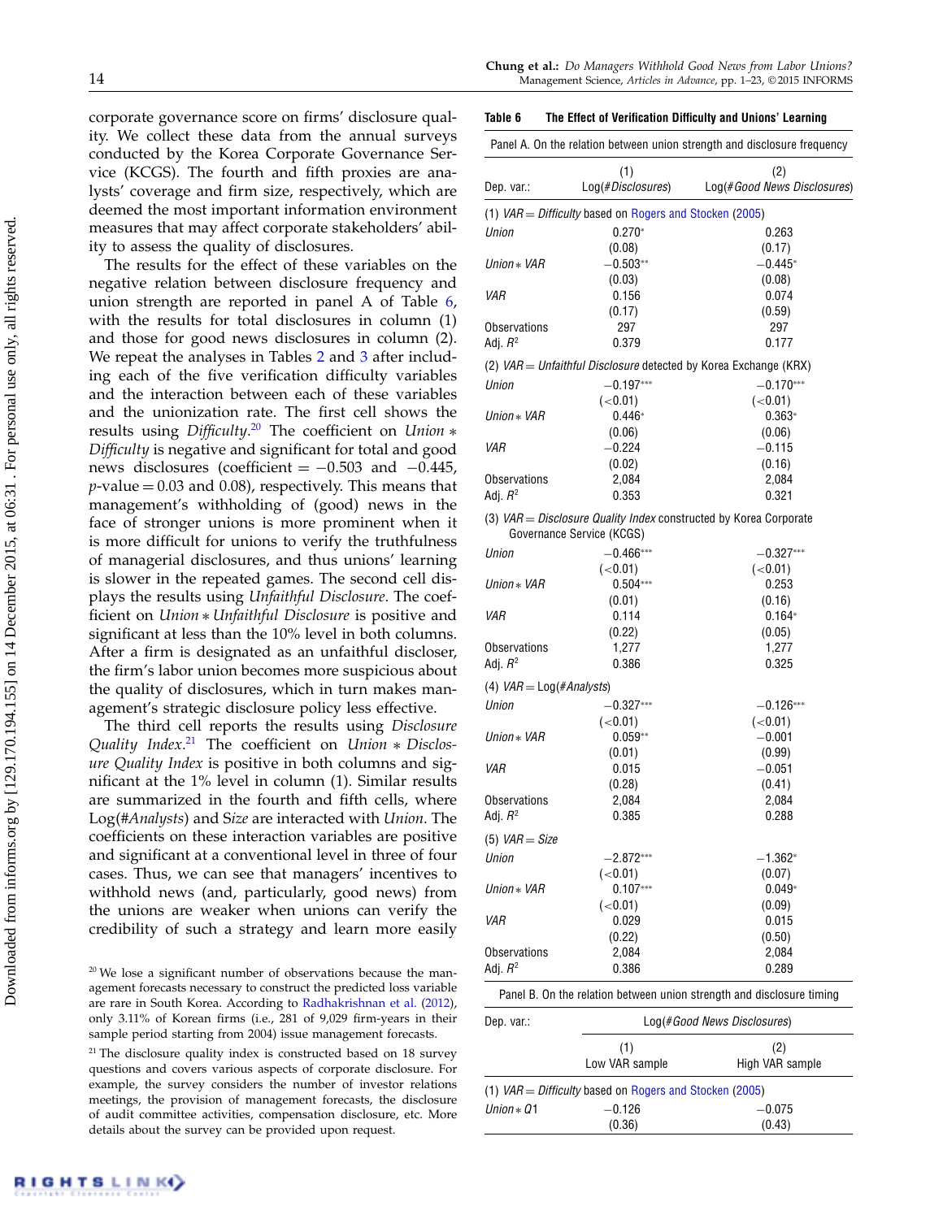corporate governance score on firms' disclosure quality. We collect these data from the annual surveys conducted by the Korea Corporate Governance Service (KCGS). The fourth and fifth proxies are analysts' coverage and firm size, respectively, which are deemed the most important information environment measures that may affect corporate stakeholders' ability to assess the quality of disclosures.

The results for the effect of these variables on the negative relation between disclosure frequency and union strength are reported in panel A of Table 6, with the results for total disclosures in column (1) and those for good news disclosures in column (2). We repeat the analyses in Tables 2 and 3 after including each of the five verification difficulty variables and the interaction between each of these variables and the unionization rate. The first cell shows the results using *Difficulty*.[20] The coefficient on *Union* ∗ *Difficulty* is negative and significant for total and good news disclosures (coefficient = −0.503 and −0.445, *p*-value = 0.03 and 0.08), respectively. This means that management's withholding of (good) news in the face of stronger unions is more prominent when it is more difficult for unions to verify the truthfulness of managerial disclosures, and thus unions' learning is slower in the repeated games. The second cell displays the results using *Unfaithful Disclosure*. The coefficient on *Union* ∗ *Unfaithful Disclosure* is positive and significant at less than the 10% level in both columns. After a firm is designated as an unfaithful discloser, the firm's labor union becomes more suspicious about the quality of disclosures, which in turn makes management's strategic disclosure policy less effective.

The third cell reports the results using *Disclosure Quality Index*.[21] The coefficient on *Union* ∗ *Disclosure Quality Index* is positive in both columns and significant at the 1% level in column (1). Similar results are summarized in the fourth and fifth cells, where Log(#*Analysts*) and *Size* are interacted with *Union*. The coefficients on these interaction variables are positive and significant at a conventional level in three of four cases. Thus, we can see that managers' incentives to withhold news (and, particularly, good news) from the unions are weaker when unions can verify the credibility of such a strategy and learn more easily

[20] We lose a significant number of observations because the management forecasts necessary to construct the predicted loss variable are rare in South Korea. According to Radhakrishnan et al. (2012), only 3.11% of Korean firms (i.e., 281 of 9,029 firm-years in their sample period starting from 2004) issue management forecasts.

[21] The disclosure quality index is constructed based on 18 survey questions and covers various aspects of corporate disclosure. For example, the survey considers the number of investor relations meetings, the provision of management forecasts, the disclosure of audit committee activities, compensation disclosure, etc. More details about the survey can be provided upon request.

**Table 6** The Effect of Verification Difficulty and Unions' Learning

Panel A. On the relation between union strength and disclosure frequency

| Dep. var.: | (1) Log(#*Disclosures*) | (2) Log(#*Good News Disclosures*) |
|---|---|---|
| (1) *VAR* = *Difficulty* based on Rogers and Stocken (2005) | | |
| *Union* | 0.270* | 0.263 |
| | (0.08) | (0.17) |
| *Union* ∗ *VAR* | −0.503** | −0.445* |
| | (0.03) | (0.08) |
| *VAR* | 0.156 | 0.074 |
| | (0.17) | (0.59) |
| Observations | 297 | 297 |
| Adj. $R^2$ | 0.379 | 0.177 |
| (2) *VAR* = *Unfaithful Disclosure* detected by Korea Exchange (KRX) | | |
| *Union* | −0.197*** | −0.170*** |
| | (<0.01) | (<0.01) |
| *Union* ∗ *VAR* | 0.446* | 0.363* |
| | (0.06) | (0.06) |
| *VAR* | −0.224 | −0.115 |
| | (0.02) | (0.16) |
| Observations | 2,084 | 2,084 |
| Adj. $R^2$ | 0.353 | 0.321 |
| (3) *VAR* = *Disclosure Quality Index* constructed by Korea Corporate Governance Service (KCGS) | | |
| *Union* | −0.466*** | −0.327*** |
| | (<0.01) | (<0.01) |
| *Union* ∗ *VAR* | 0.504*** | 0.253 |
| | (0.01) | (0.16) |
| *VAR* | 0.114 | 0.164* |
| | (0.22) | (0.05) |
| Observations | 1,277 | 1,277 |
| Adj. $R^2$ | 0.386 | 0.325 |
| (4) *VAR* = Log(#*Analysts*) | | |
| *Union* | −0.327*** | −0.126*** |
| | (<0.01) | (<0.01) |
| *Union* ∗ *VAR* | 0.059** | −0.001 |
| | (0.01) | (0.99) |
| *VAR* | 0.015 | −0.051 |
| | (0.28) | (0.41) |
| Observations | 2,084 | 2,084 |
| Adj. $R^2$ | 0.385 | 0.288 |
| (5) *VAR* = *Size* | | |
| *Union* | −2.872*** | −1.362* |
| | (<0.01) | (0.07) |
| *Union* ∗ *VAR* | 0.107*** | 0.049* |
| | (<0.01) | (0.09) |
| *VAR* | 0.029 | 0.015 |
| | (0.22) | (0.50) |
| Observations | 2,084 | 2,084 |
| Adj. $R^2$ | 0.386 | 0.289 |

Panel B. On the relation between union strength and disclosure timing

| Dep. var.: | Log(#*Good News Disclosures*) | |
|---|---|---|
| | (1) Low VAR sample | (2) High VAR sample |
| (1) *VAR* = *Difficulty* based on Rogers and Stocken (2005) | | |
| *Union* ∗ *Q1* | −0.126 | −0.075 |
| | (0.36) | (0.43) |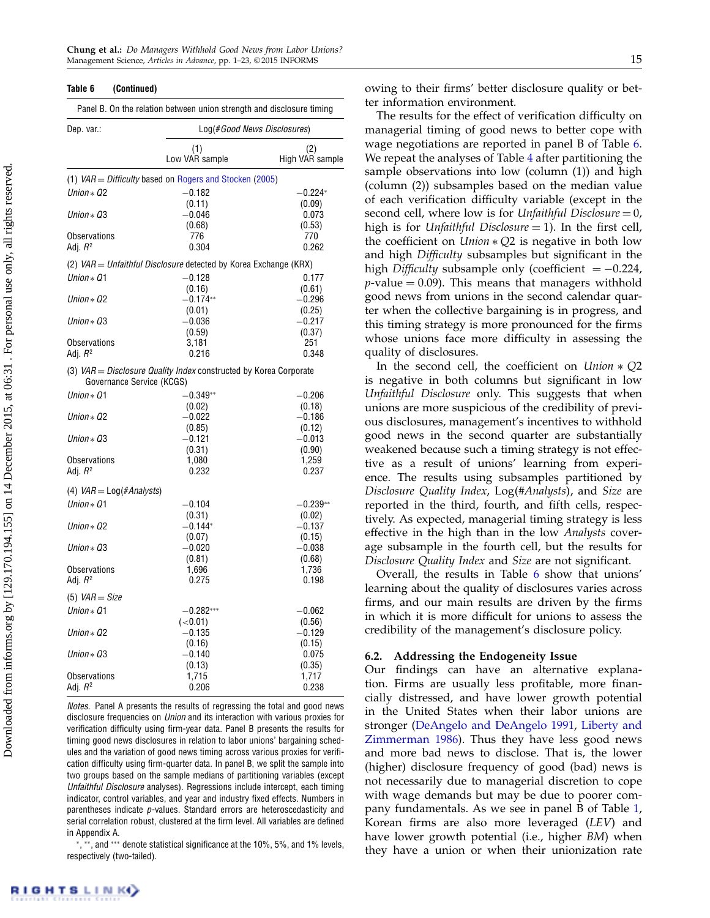**Table 6 (Continued)**

Panel B. On the relation between union strength and disclosure timing

| Dep. var.: | Log(*#Good News Disclosures*) | |
|---|---|---|
| | (1) Low VAR sample | (2) High VAR sample |
| (1) *VAR* = *Difficulty* based on Rogers and Stocken (2005) | | |
| *Union* ∗ *Q2* | −0.182 | −0.224* |
| | (0.11) | (0.09) |
| *Union* ∗ *Q3* | −0.046 | 0.073 |
| | (0.68) | (0.53) |
| Observations | 776 | 770 |
| Adj. $R^2$ | 0.304 | 0.262 |
| (2) *VAR* = *Unfaithful Disclosure* detected by Korea Exchange (KRX) | | |
| *Union* ∗ *Q1* | −0.128 | 0.177 |
| | (0.16) | (0.61) |
| *Union* ∗ *Q2* | −0.174** | −0.296 |
| | (0.01) | (0.25) |
| *Union* ∗ *Q3* | −0.036 | −0.217 |
| | (0.59) | (0.37) |
| Observations | 3,181 | 251 |
| Adj. $R^2$ | 0.216 | 0.348 |
| (3) *VAR* = *Disclosure Quality Index* constructed by Korea Corporate Governance Service (KCGS) | | |
| *Union* ∗ *Q1* | −0.349** | −0.206 |
| | (0.02) | (0.18) |
| *Union* ∗ *Q2* | −0.022 | −0.186 |
| | (0.85) | (0.12) |
| *Union* ∗ *Q3* | −0.121 | −0.013 |
| | (0.31) | (0.90) |
| Observations | 1,080 | 1,259 |
| Adj. $R^2$ | 0.232 | 0.237 |
| (4) *VAR* = Log(*#Analysts*) | | |
| *Union* ∗ *Q1* | −0.104 | −0.239** |
| | (0.31) | (0.02) |
| *Union* ∗ *Q2* | −0.144* | −0.137 |
| | (0.07) | (0.15) |
| *Union* ∗ *Q3* | −0.020 | −0.038 |
| | (0.81) | (0.68) |
| Observations | 1,696 | 1,736 |
| Adj. $R^2$ | 0.275 | 0.198 |
| (5) *VAR* = *Size* | | |
| *Union* ∗ *Q1* | −0.282*** | −0.062 |
| | (<0.01) | (0.56) |
| *Union* ∗ *Q2* | −0.135 | −0.129 |
| | (0.16) | (0.15) |
| *Union* ∗ *Q3* | −0.140 | 0.075 |
| | (0.13) | (0.35) |
| Observations | 1,715 | 1,717 |
| Adj. $R^2$ | 0.206 | 0.238 |

*Notes.* Panel A presents the results of regressing the total and good news disclosure frequencies on *Union* and its interaction with various proxies for verification difficulty using firm-year data. Panel B presents the results for timing good news disclosures in relation to labor unions' bargaining schedules and the variation of good news timing across various proxies for verification difficulty using firm-quarter data. In panel B, we split the sample into two groups based on the sample medians of partitioning variables (except *Unfaithful Disclosure* analyses). Regressions include intercept, each timing indicator, control variables, and year and industry fixed effects. Numbers in parentheses indicate *p*-values. Standard errors are heteroscedasticity and serial correlation robust, clustered at the firm level. All variables are defined in Appendix A.

*, **, and *** denote statistical significance at the 10%, 5%, and 1% levels, respectively (two-tailed).

owing to their firms' better disclosure quality or better information environment.

The results for the effect of verification difficulty on managerial timing of good news to better cope with wage negotiations are reported in panel B of Table 6. We repeat the analyses of Table 4 after partitioning the sample observations into low (column (1)) and high (column (2)) subsamples based on the median value of each verification difficulty variable (except in the second cell, where low is for *Unfaithful Disclosure* = 0, high is for *Unfaithful Disclosure* = 1). In the first cell, the coefficient on *Union* ∗ *Q2* is negative in both low and high *Difficulty* subsamples but significant in the high *Difficulty* subsample only (coefficient = −0.224, *p*-value = 0.09). This means that managers withhold good news from unions in the second calendar quarter when the collective bargaining is in progress, and this timing strategy is more pronounced for the firms whose unions face more difficulty in assessing the quality of disclosures.

In the second cell, the coefficient on *Union* ∗ *Q2* is negative in both columns but significant in low *Unfaithful Disclosure* only. This suggests that when unions are more suspicious of the credibility of previous disclosures, management's incentives to withhold good news in the second quarter are substantially weakened because such a timing strategy is not effective as a result of unions' learning from experience. The results using subsamples partitioned by *Disclosure Quality Index*, Log(*#Analysts*), and *Size* are reported in the third, fourth, and fifth cells, respectively. As expected, managerial timing strategy is less effective in the high than in the low *Analysts* coverage subsample in the fourth cell, but the results for *Disclosure Quality Index* and *Size* are not significant.

Overall, the results in Table 6 show that unions' learning about the quality of disclosures varies across firms, and our main results are driven by the firms in which it is more difficult for unions to assess the credibility of the management's disclosure policy.

### 6.2. Addressing the Endogeneity Issue

Our findings can have an alternative explanation. Firms are usually less profitable, more financially distressed, and have lower growth potential in the United States when their labor unions are stronger (DeAngelo and DeAngelo 1991, Liberty and Zimmerman 1986). Thus they have less good news and more bad news to disclose. That is, the lower (higher) disclosure frequency of good (bad) news is not necessarily due to managerial discretion to cope with wage demands but may be due to poorer company fundamentals. As we see in panel B of Table 1, Korean firms are also more leveraged (*LEV*) and have lower growth potential (i.e., higher *BM*) when they have a union or when their unionization rate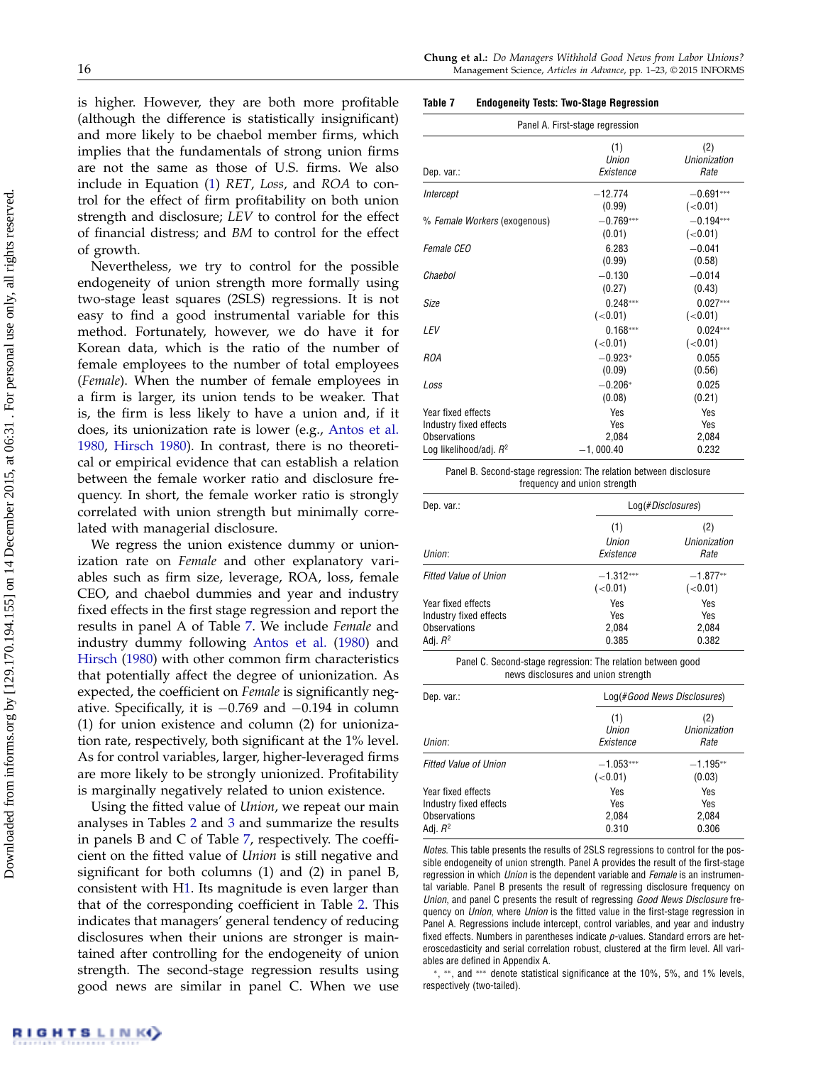is higher. However, they are both more profitable (although the difference is statistically insignificant) and more likely to be chaebol member firms, which implies that the fundamentals of strong union firms are not the same as those of U.S. firms. We also include in Equation (1) *RET*, *Loss*, and *ROA* to control for the effect of firm profitability on both union strength and disclosure; *LEV* to control for the effect of financial distress; and *BM* to control for the effect of growth.

Nevertheless, we try to control for the possible endogeneity of union strength more formally using two-stage least squares (2SLS) regressions. It is not easy to find a good instrumental variable for this method. Fortunately, however, we do have it for Korean data, which is the ratio of the number of female employees to the number of total employees (*Female*). When the number of female employees in a firm is larger, its union tends to be weaker. That is, the firm is less likely to have a union and, if it does, its unionization rate is lower (e.g., Antos et al. 1980, Hirsch 1980). In contrast, there is no theoretical or empirical evidence that can establish a relation between the female worker ratio and disclosure frequency. In short, the female worker ratio is strongly correlated with union strength but minimally correlated with managerial disclosure.

We regress the union existence dummy or unionization rate on *Female* and other explanatory variables such as firm size, leverage, ROA, loss, female CEO, and chaebol dummies and year and industry fixed effects in the first stage regression and report the results in panel A of Table 7. We include *Female* and industry dummy following Antos et al. (1980) and Hirsch (1980) with other common firm characteristics that potentially affect the degree of unionization. As expected, the coefficient on *Female* is significantly negative. Specifically, it is −0.769 and −0.194 in column (1) for union existence and column (2) for unionization rate, respectively, both significant at the 1% level. As for control variables, larger, higher-leveraged firms are more likely to be strongly unionized. Profitability is marginally negatively related to union existence.

Using the fitted value of *Union*, we repeat our main analyses in Tables 2 and 3 and summarize the results in panels B and C of Table 7, respectively. The coefficient on the fitted value of *Union* is still negative and significant for both columns (1) and (2) in panel B, consistent with H1. Its magnitude is even larger than that of the corresponding coefficient in Table 2. This indicates that managers' general tendency of reducing disclosures when their unions are stronger is maintained after controlling for the endogeneity of union strength. The second-stage regression results using good news are similar in panel C. When we use

**Table 7 Endogeneity Tests: Two-Stage Regression**

Panel A. First-stage regression

| Dep. var.: | (1) *Union Existence* | (2) *Unionization Rate* |
|---|---|---|
| *Intercept* | −12.774 | −0.691*** |
| | (0.99) | (<0.01) |
| % *Female Workers* (exogenous) | −0.769*** | −0.194*** |
| | (0.01) | (<0.01) |
| *Female CEO* | 6.283 | −0.041 |
| | (0.99) | (0.58) |
| *Chaebol* | −0.130 | −0.014 |
| | (0.27) | (0.43) |
| *Size* | 0.248*** | 0.027*** |
| | (<0.01) | (<0.01) |
| *LEV* | 0.168*** | 0.024*** |
| | (<0.01) | (<0.01) |
| *ROA* | −0.923* | 0.055 |
| | (0.09) | (0.56) |
| *Loss* | −0.206* | 0.025 |
| | (0.08) | (0.21) |
| Year fixed effects | Yes | Yes |
| Industry fixed effects | Yes | Yes |
| Observations | 2,084 | 2,084 |
| Log likelihood/adj. $R^2$ | −1,000.40 | 0.232 |

Panel B. Second-stage regression: The relation between disclosure frequency and union strength

| Dep. var.: | Log(*#Disclosures*) | |
|---|---|---|
| *Union*: | (1) *Union Existence* | (2) *Unionization Rate* |
| *Fitted Value of Union* | −1.312*** | −1.877** |
| | (<0.01) | (<0.01) |
| Year fixed effects | Yes | Yes |
| Industry fixed effects | Yes | Yes |
| Observations | 2,084 | 2,084 |
| Adj. $R^2$ | 0.385 | 0.382 |

Panel C. Second-stage regression: The relation between good news disclosures and union strength

| Dep. var.: | Log(*#Good News Disclosures*) | |
|---|---|---|
| *Union*: | (1) *Union Existence* | (2) *Unionization Rate* |
| *Fitted Value of Union* | −1.053*** | −1.195** |
| | (<0.01) | (0.03) |
| Year fixed effects | Yes | Yes |
| Industry fixed effects | Yes | Yes |
| Observations | 2,084 | 2,084 |
| Adj. $R^2$ | 0.310 | 0.306 |

*Notes.* This table presents the results of 2SLS regressions to control for the possible endogeneity of union strength. Panel A provides the result of the first-stage regression in which *Union* is the dependent variable and *Female* is an instrumental variable. Panel B presents the result of regressing disclosure frequency on *Union*, and panel C presents the result of regressing *Good News Disclosure* frequency on *Union*, where *Union* is the fitted value in the first-stage regression in Panel A. Regressions include intercept, control variables, and year and industry fixed effects. Numbers in parentheses indicate *p*-values. Standard errors are heteroscedasticity and serial correlation robust, clustered at the firm level. All variables are defined in Appendix A.

*, **, and *** denote statistical significance at the 10%, 5%, and 1% levels, respectively (two-tailed).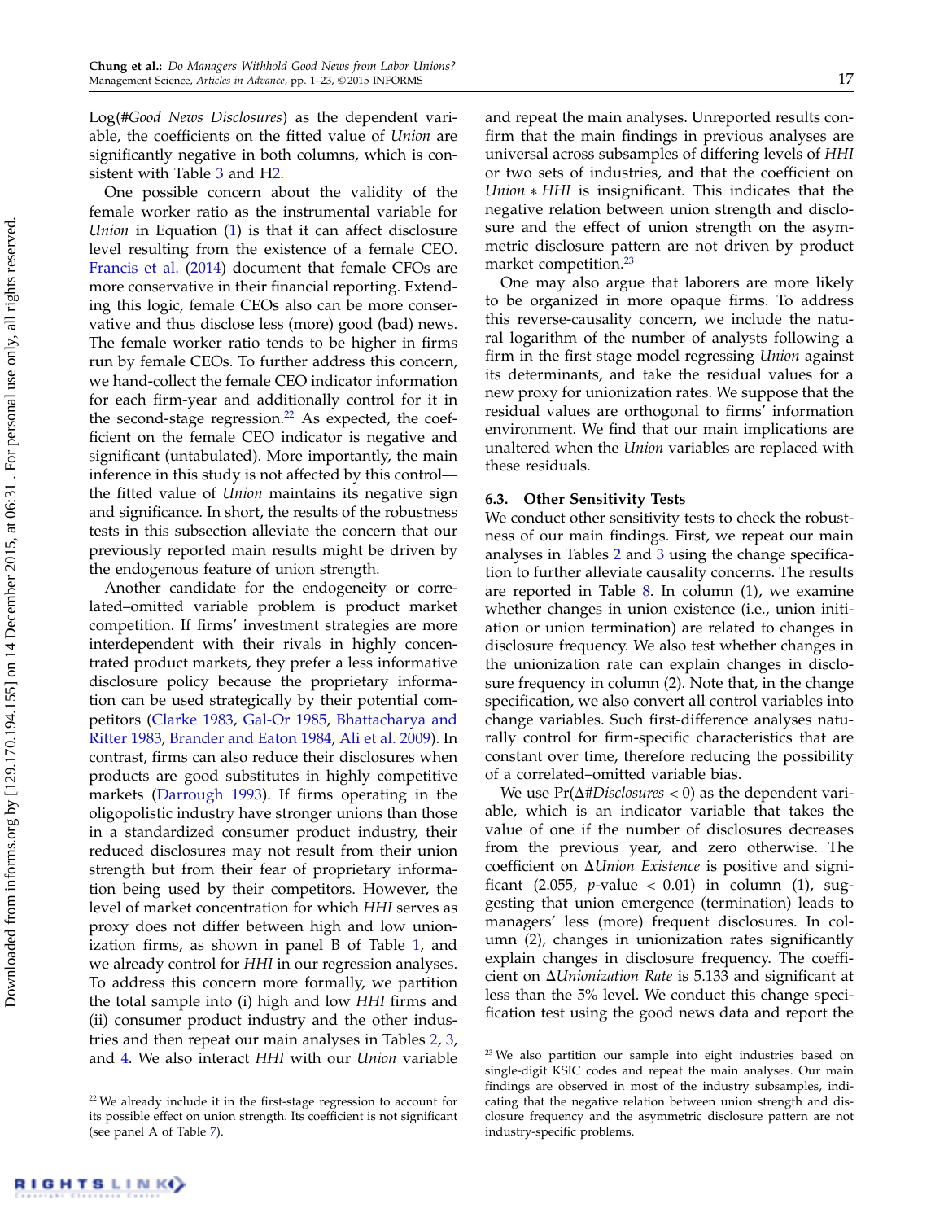Log(*#Good News Disclosures*) as the dependent variable, the coefficients on the fitted value of *Union* are significantly negative in both columns, which is consistent with Table 3 and H2.

One possible concern about the validity of the female worker ratio as the instrumental variable for *Union* in Equation (1) is that it can affect disclosure level resulting from the existence of a female CEO. Francis et al. (2014) document that female CFOs are more conservative in their financial reporting. Extending this logic, female CEOs also can be more conservative and thus disclose less (more) good (bad) news. The female worker ratio tends to be higher in firms run by female CEOs. To further address this concern, we hand-collect the female CEO indicator information for each firm-year and additionally control for it in the second-stage regression.[22] As expected, the coefficient on the female CEO indicator is negative and significant (untabulated). More importantly, the main inference in this study is not affected by this control—the fitted value of *Union* maintains its negative sign and significance. In short, the results of the robustness tests in this subsection alleviate the concern that our previously reported main results might be driven by the endogenous feature of union strength.

Another candidate for the endogeneity or correlated–omitted variable problem is product market competition. If firms' investment strategies are more interdependent with their rivals in highly concentrated product markets, they prefer a less informative disclosure policy because the proprietary information can be used strategically by their potential competitors (Clarke 1983, Gal-Or 1985, Bhattacharya and Ritter 1983, Brander and Eaton 1984, Ali et al. 2009). In contrast, firms can also reduce their disclosures when products are good substitutes in highly competitive markets (Darrough 1993). If firms operating in the oligopolistic industry have stronger unions than those in a standardized consumer product industry, their reduced disclosures may not result from their union strength but from their fear of proprietary information being used by their competitors. However, the level of market concentration for which *HHI* serves as proxy does not differ between high and low unionization firms, as shown in panel B of Table 1, and we already control for *HHI* in our regression analyses. To address this concern more formally, we partition the total sample into (i) high and low *HHI* firms and (ii) consumer product industry and the other industries and then repeat our main analyses in Tables 2, 3, and 4. We also interact *HHI* with our *Union* variable and repeat the main analyses. Unreported results confirm that the main findings in previous analyses are universal across subsamples of differing levels of *HHI* or two sets of industries, and that the coefficient on *Union* $*$ *HHI* is insignificant. This indicates that the negative relation between union strength and disclosure and the effect of union strength on the asymmetric disclosure pattern are not driven by product market competition.[23]

One may also argue that laborers are more likely to be organized in more opaque firms. To address this reverse-causality concern, we include the natural logarithm of the number of analysts following a firm in the first stage model regressing *Union* against its determinants, and take the residual values for a new proxy for unionization rates. We suppose that the residual values are orthogonal to firms' information environment. We find that our main implications are unaltered when the *Union* variables are replaced with these residuals.

### 6.3. Other Sensitivity Tests

We conduct other sensitivity tests to check the robustness of our main findings. First, we repeat our main analyses in Tables 2 and 3 using the change specification to further alleviate causality concerns. The results are reported in Table 8. In column (1), we examine whether changes in union existence (i.e., union initiation or union termination) are related to changes in disclosure frequency. We also test whether changes in the unionization rate can explain changes in disclosure frequency in column (2). Note that, in the change specification, we also convert all control variables into change variables. Such first-difference analyses naturally control for firm-specific characteristics that are constant over time, therefore reducing the possibility of a correlated–omitted variable bias.

We use Pr($\Delta$*#Disclosures* $< 0$) as the dependent variable, which is an indicator variable that takes the value of one if the number of disclosures decreases from the previous year, and zero otherwise. The coefficient on $\Delta$*Union Existence* is positive and significant (2.055, $p$-value $< 0.01$) in column (1), suggesting that union emergence (termination) leads to managers' less (more) frequent disclosures. In column (2), changes in unionization rates significantly explain changes in disclosure frequency. The coefficient on $\Delta$*Unionization Rate* is 5.133 and significant at less than the 5% level. We conduct this change specification test using the good news data and report the

[22] We already include it in the first-stage regression to account for its possible effect on union strength. Its coefficient is not significant (see panel A of Table 7).

[23] We also partition our sample into eight industries based on single-digit KSIC codes and repeat the main analyses. Our main findings are observed in most of the industry subsamples, indicating that the negative relation between union strength and disclosure frequency and the asymmetric disclosure pattern are not industry-specific problems.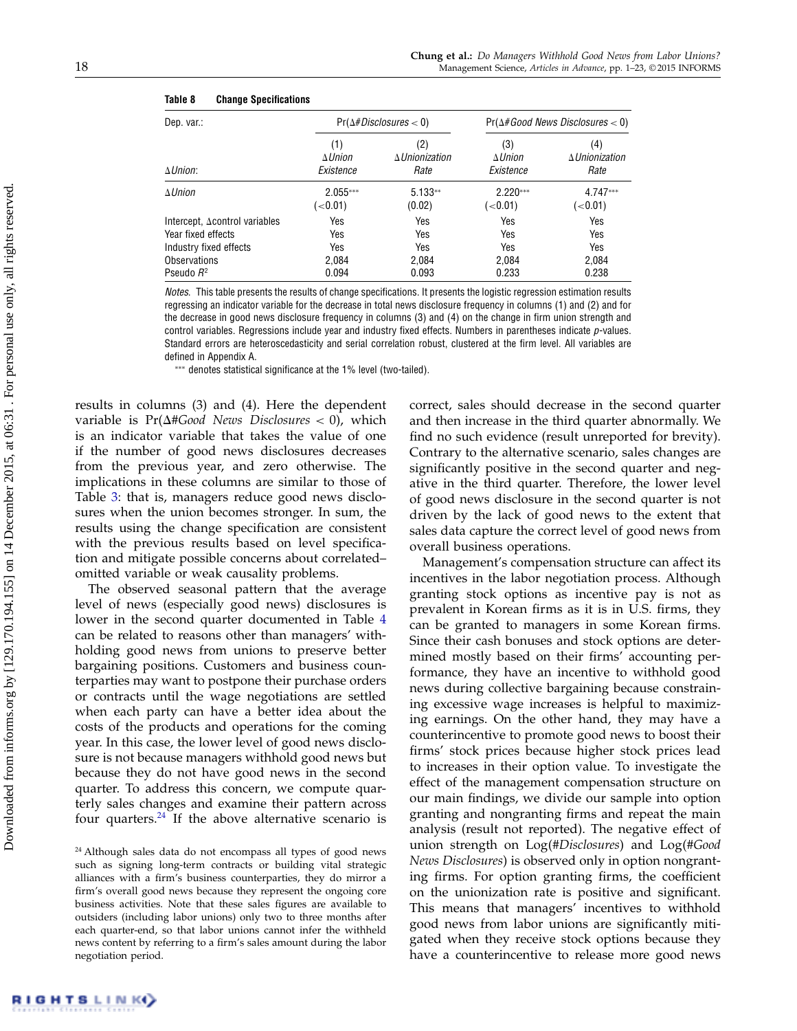**Table 8 Change Specifications**

| Dep. var.: | $\Pr(\Delta\#Disclosures < 0)$ | | $\Pr(\Delta\#Good\ News\ Disclosures < 0)$ | |
|---|---|---|---|---|
| $\Delta$*Union*: | (1) $\Delta$*Union Existence* | (2) $\Delta$*Unionization Rate* | (3) $\Delta$*Union Existence* | (4) $\Delta$*Unionization Rate* |
| $\Delta$*Union* | 2.055*** | 5.133** | 2.220*** | 4.747*** |
| | (<0.01) | (0.02) | (<0.01) | (<0.01) |
| Intercept, $\Delta$control variables | Yes | Yes | Yes | Yes |
| Year fixed effects | Yes | Yes | Yes | Yes |
| Industry fixed effects | Yes | Yes | Yes | Yes |
| Observations | 2,084 | 2,084 | 2,084 | 2,084 |
| Pseudo $R^2$ | 0.094 | 0.093 | 0.233 | 0.238 |

*Notes.* This table presents the results of change specifications. It presents the logistic regression estimation results regressing an indicator variable for the decrease in total news disclosure frequency in columns (1) and (2) and for the decrease in good news disclosure frequency in columns (3) and (4) on the change in firm union strength and control variables. Regressions include year and industry fixed effects. Numbers in parentheses indicate *p*-values. Standard errors are heteroscedasticity and serial correlation robust, clustered at the firm level. All variables are defined in Appendix A.

*** denotes statistical significance at the 1% level (two-tailed).

results in columns (3) and (4). Here the dependent variable is $\Pr(\Delta\#Good\ News\ Disclosures < 0)$, which is an indicator variable that takes the value of one if the number of good news disclosures decreases from the previous year, and zero otherwise. The implications in these columns are similar to those of Table 3: that is, managers reduce good news disclosures when the union becomes stronger. In sum, the results using the change specification are consistent with the previous results based on level specification and mitigate possible concerns about correlated–omitted variable or weak causality problems.

The observed seasonal pattern that the average level of news (especially good news) disclosures is lower in the second quarter documented in Table 4 can be related to reasons other than managers' withholding good news from unions to preserve better bargaining positions. Customers and business counterparties may want to postpone their purchase orders or contracts until the wage negotiations are settled when each party can have a better idea about the costs of the products and operations for the coming year. In this case, the lower level of good news disclosure is not because managers withhold good news but because they do not have good news in the second quarter. To address this concern, we compute quarterly sales changes and examine their pattern across four quarters.[24] If the above alternative scenario is correct, sales should decrease in the second quarter and then increase in the third quarter abnormally. We find no such evidence (result unreported for brevity). Contrary to the alternative scenario, sales changes are significantly positive in the second quarter and negative in the third quarter. Therefore, the lower level of good news disclosure in the second quarter is not driven by the lack of good news to the extent that sales data capture the correct level of good news from overall business operations.

Management's compensation structure can affect its incentives in the labor negotiation process. Although granting stock options as incentive pay is not as prevalent in Korean firms as it is in U.S. firms, they can be granted to managers in some Korean firms. Since their cash bonuses and stock options are determined mostly based on their firms' accounting performance, they have an incentive to withhold good news during collective bargaining because constraining excessive wage increases is helpful to maximizing earnings. On the other hand, they may have a counterincentive to promote good news to boost their firms' stock prices because higher stock prices lead to increases in their option value. To investigate the effect of the management compensation structure on our main findings, we divide our sample into option granting and nongranting firms and repeat the main analysis (result not reported). The negative effect of union strength on Log(*#Disclosures*) and Log(*#Good News Disclosures*) is observed only in option nongranting firms. For option granting firms, the coefficient on the unionization rate is positive and significant. This means that managers' incentives to withhold good news from labor unions are significantly mitigated when they receive stock options because they have a counterincentive to release more good news

[24] Although sales data do not encompass all types of good news such as signing long-term contracts or building vital strategic alliances with a firm's business counterparties, they do mirror a firm's overall good news because they represent the ongoing core business activities. Note that these sales figures are available to outsiders (including labor unions) only two to three months after each quarter-end, so that labor unions cannot infer the withheld news content by referring to a firm's sales amount during the labor negotiation period.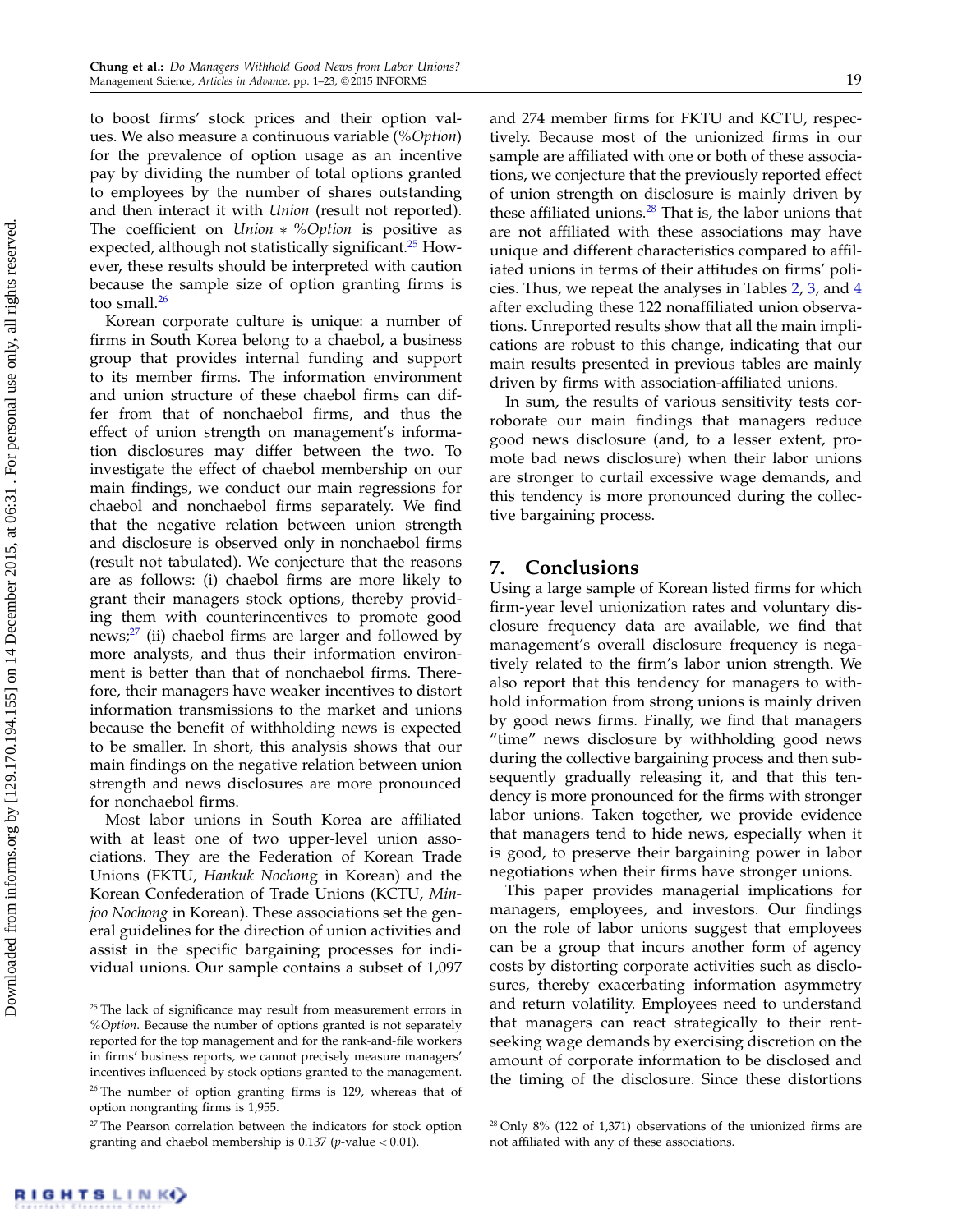to boost firms' stock prices and their option values. We also measure a continuous variable (*%Option*) for the prevalence of option usage as an incentive pay by dividing the number of total options granted to employees by the number of shares outstanding and then interact it with *Union* (result not reported). The coefficient on *Union* ∗ *%Option* is positive as expected, although not statistically significant.[25] However, these results should be interpreted with caution because the sample size of option granting firms is too small.[26]

Korean corporate culture is unique: a number of firms in South Korea belong to a chaebol, a business group that provides internal funding and support to its member firms. The information environment and union structure of these chaebol firms can differ from that of nonchaebol firms, and thus the effect of union strength on management's information disclosures may differ between the two. To investigate the effect of chaebol membership on our main findings, we conduct our main regressions for chaebol and nonchaebol firms separately. We find that the negative relation between union strength and disclosure is observed only in nonchaebol firms (result not tabulated). We conjecture that the reasons are as follows: (i) chaebol firms are more likely to grant their managers stock options, thereby providing them with counterincentives to promote good news;[27] (ii) chaebol firms are larger and followed by more analysts, and thus their information environment is better than that of nonchaebol firms. Therefore, their managers have weaker incentives to distort information transmissions to the market and unions because the benefit of withholding news is expected to be smaller. In short, this analysis shows that our main findings on the negative relation between union strength and news disclosures are more pronounced for nonchaebol firms.

Most labor unions in South Korea are affiliated with at least one of two upper-level union associations. They are the Federation of Korean Trade Unions (FKTU, *Hankuk Nochong* in Korean) and the Korean Confederation of Trade Unions (KCTU, *Minjoo Nochong* in Korean). These associations set the general guidelines for the direction of union activities and assist in the specific bargaining processes for individual unions. Our sample contains a subset of 1,097 and 274 member firms for FKTU and KCTU, respectively. Because most of the unionized firms in our sample are affiliated with one or both of these associations, we conjecture that the previously reported effect of union strength on disclosure is mainly driven by these affiliated unions.[28] That is, the labor unions that are not affiliated with these associations may have unique and different characteristics compared to affiliated unions in terms of their attitudes on firms' policies. Thus, we repeat the analyses in Tables 2, 3, and 4 after excluding these 122 nonaffiliated union observations. Unreported results show that all the main implications are robust to this change, indicating that our main results presented in previous tables are mainly driven by firms with association-affiliated unions.

In sum, the results of various sensitivity tests corroborate our main findings that managers reduce good news disclosure (and, to a lesser extent, promote bad news disclosure) when their labor unions are stronger to curtail excessive wage demands, and this tendency is more pronounced during the collective bargaining process.

## 7. Conclusions

Using a large sample of Korean listed firms for which firm-year level unionization rates and voluntary disclosure frequency data are available, we find that management's overall disclosure frequency is negatively related to the firm's labor union strength. We also report that this tendency for managers to withhold information from strong unions is mainly driven by good news firms. Finally, we find that managers "time" news disclosure by withholding good news during the collective bargaining process and then subsequently gradually releasing it, and that this tendency is more pronounced for the firms with stronger labor unions. Taken together, we provide evidence that managers tend to hide news, especially when it is good, to preserve their bargaining power in labor negotiations when their firms have stronger unions.

This paper provides managerial implications for managers, employees, and investors. Our findings on the role of labor unions suggest that employees can be a group that incurs another form of agency costs by distorting corporate activities such as disclosures, thereby exacerbating information asymmetry and return volatility. Employees need to understand that managers can react strategically to their rent-seeking wage demands by exercising discretion on the amount of corporate information to be disclosed and the timing of the disclosure. Since these distortions

---

[25] The lack of significance may result from measurement errors in *%Option*. Because the number of options granted is not separately reported for the top management and for the rank-and-file workers in firms' business reports, we cannot precisely measure managers' incentives influenced by stock options granted to the management.

[26] The number of option granting firms is 129, whereas that of option nongranting firms is 1,955.

[27] The Pearson correlation between the indicators for stock option granting and chaebol membership is 0.137 ($p$-value $< 0.01$).

[28] Only 8% (122 of 1,371) observations of the unionized firms are not affiliated with any of these associations.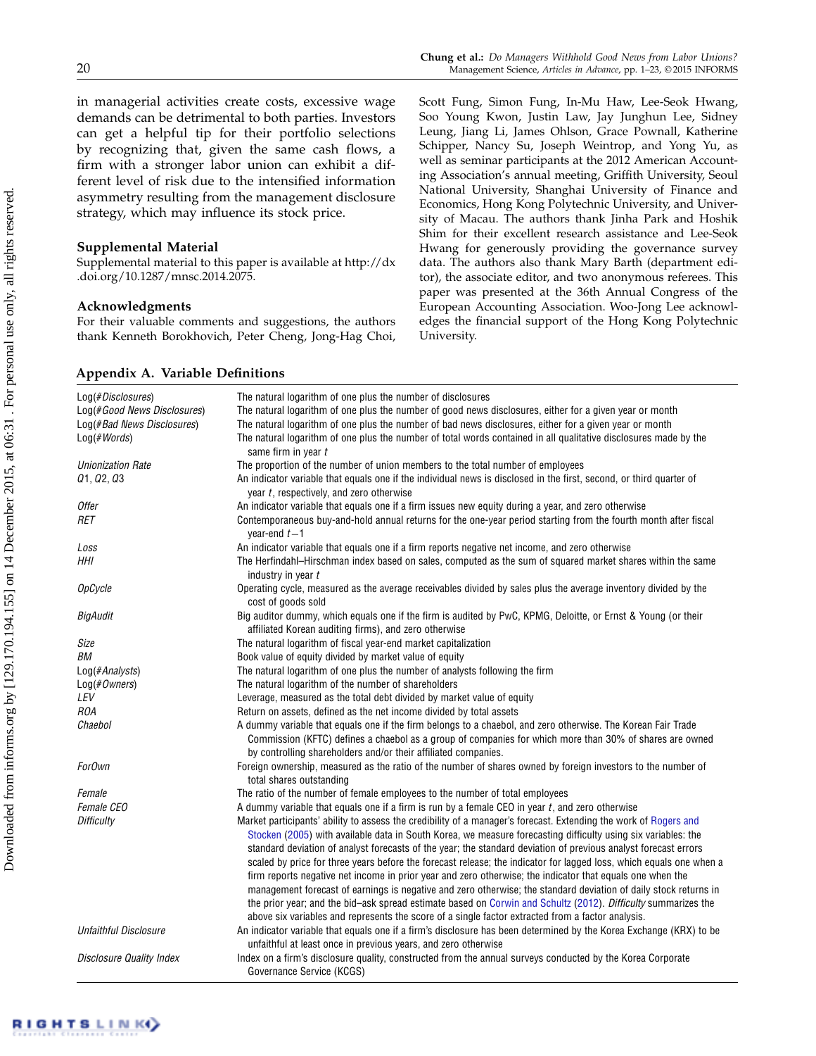in managerial activities create costs, excessive wage demands can be detrimental to both parties. Investors can get a helpful tip for their portfolio selections by recognizing that, given the same cash flows, a firm with a stronger labor union can exhibit a different level of risk due to the intensified information asymmetry resulting from the management disclosure strategy, which may influence its stock price.

### Supplemental Material

Supplemental material to this paper is available at http://dx.doi.org/10.1287/mnsc.2014.2075.

### Acknowledgments

For their valuable comments and suggestions, the authors thank Kenneth Borokhovich, Peter Cheng, Jong-Hag Choi, Scott Fung, Simon Fung, In-Mu Haw, Lee-Seok Hwang, Soo Young Kwon, Justin Law, Jay Junghun Lee, Sidney Leung, Jiang Li, James Ohlson, Grace Pownall, Katherine Schipper, Nancy Su, Joseph Weintrop, and Yong Yu, as well as seminar participants at the 2012 American Accounting Association's annual meeting, Griffith University, Seoul National University, Shanghai University of Finance and Economics, Hong Kong Polytechnic University, and University of Macau. The authors thank Jinha Park and Hoshik Shim for their excellent research assistance and Lee-Seok Hwang for generously providing the governance survey data. The authors also thank Mary Barth (department editor), the associate editor, and two anonymous referees. This paper was presented at the 36th Annual Congress of the European Accounting Association. Woo-Jong Lee acknowledges the financial support of the Hong Kong Polytechnic University.

## Appendix A. Variable Definitions

| Variable | Definition |
|---|---|
| Log(*#Disclosures*) | The natural logarithm of one plus the number of disclosures |
| Log(*#Good News Disclosures*) | The natural logarithm of one plus the number of good news disclosures, either for a given year or month |
| Log(*#Bad News Disclosures*) | The natural logarithm of one plus the number of bad news disclosures, either for a given year or month |
| Log(*#Words*) | The natural logarithm of one plus the number of total words contained in all qualitative disclosures made by the same firm in year $t$ |
| *Unionization Rate* | The proportion of the number of union members to the total number of employees |
| *Q*1, *Q*2, *Q*3 | An indicator variable that equals one if the individual news is disclosed in the first, second, or third quarter of year $t$, respectively, and zero otherwise |
| *Offer* | An indicator variable that equals one if a firm issues new equity during a year, and zero otherwise |
| *RET* | Contemporaneous buy-and-hold annual returns for the one-year period starting from the fourth month after fiscal year-end $t-1$ |
| *Loss* | An indicator variable that equals one if a firm reports negative net income, and zero otherwise |
| *HHI* | The Herfindahl–Hirschman index based on sales, computed as the sum of squared market shares within the same industry in year $t$ |
| *OpCycle* | Operating cycle, measured as the average receivables divided by sales plus the average inventory divided by the cost of goods sold |
| *BigAudit* | Big auditor dummy, which equals one if the firm is audited by PwC, KPMG, Deloitte, or Ernst & Young (or their affiliated Korean auditing firms), and zero otherwise |
| *Size* | The natural logarithm of fiscal year-end market capitalization |
| *BM* | Book value of equity divided by market value of equity |
| Log(*#Analysts*) | The natural logarithm of one plus the number of analysts following the firm |
| Log(*#Owners*) | The natural logarithm of the number of shareholders |
| *LEV* | Leverage, measured as the total debt divided by market value of equity |
| *ROA* | Return on assets, defined as the net income divided by total assets |
| *Chaebol* | A dummy variable that equals one if the firm belongs to a chaebol, and zero otherwise. The Korean Fair Trade Commission (KFTC) defines a chaebol as a group of companies for which more than 30% of shares are owned by controlling shareholders and/or their affiliated companies. |
| *ForOwn* | Foreign ownership, measured as the ratio of the number of shares owned by foreign investors to the number of total shares outstanding |
| *Female* | The ratio of the number of female employees to the number of total employees |
| *Female CEO* | A dummy variable that equals one if a firm is run by a female CEO in year $t$, and zero otherwise |
| *Difficulty* | Market participants' ability to assess the credibility of a manager's forecast. Extending the work of Rogers and Stocken (2005) with available data in South Korea, we measure forecasting difficulty using six variables: the standard deviation of analyst forecasts of the year; the standard deviation of previous analyst forecast errors scaled by price for three years before the forecast release; the indicator for lagged loss, which equals one when a firm reports negative net income in prior year and zero otherwise; the indicator that equals one when the management forecast of earnings is negative and zero otherwise; the standard deviation of daily stock returns in the prior year; and the bid–ask spread estimate based on Corwin and Schultz (2012). *Difficulty* summarizes the above six variables and represents the score of a single factor extracted from a factor analysis. |
| *Unfaithful Disclosure* | An indicator variable that equals one if a firm's disclosure has been determined by the Korea Exchange (KRX) to be unfaithful at least once in previous years, and zero otherwise |
| *Disclosure Quality Index* | Index on a firm's disclosure quality, constructed from the annual surveys conducted by the Korea Corporate Governance Service (KCGS) |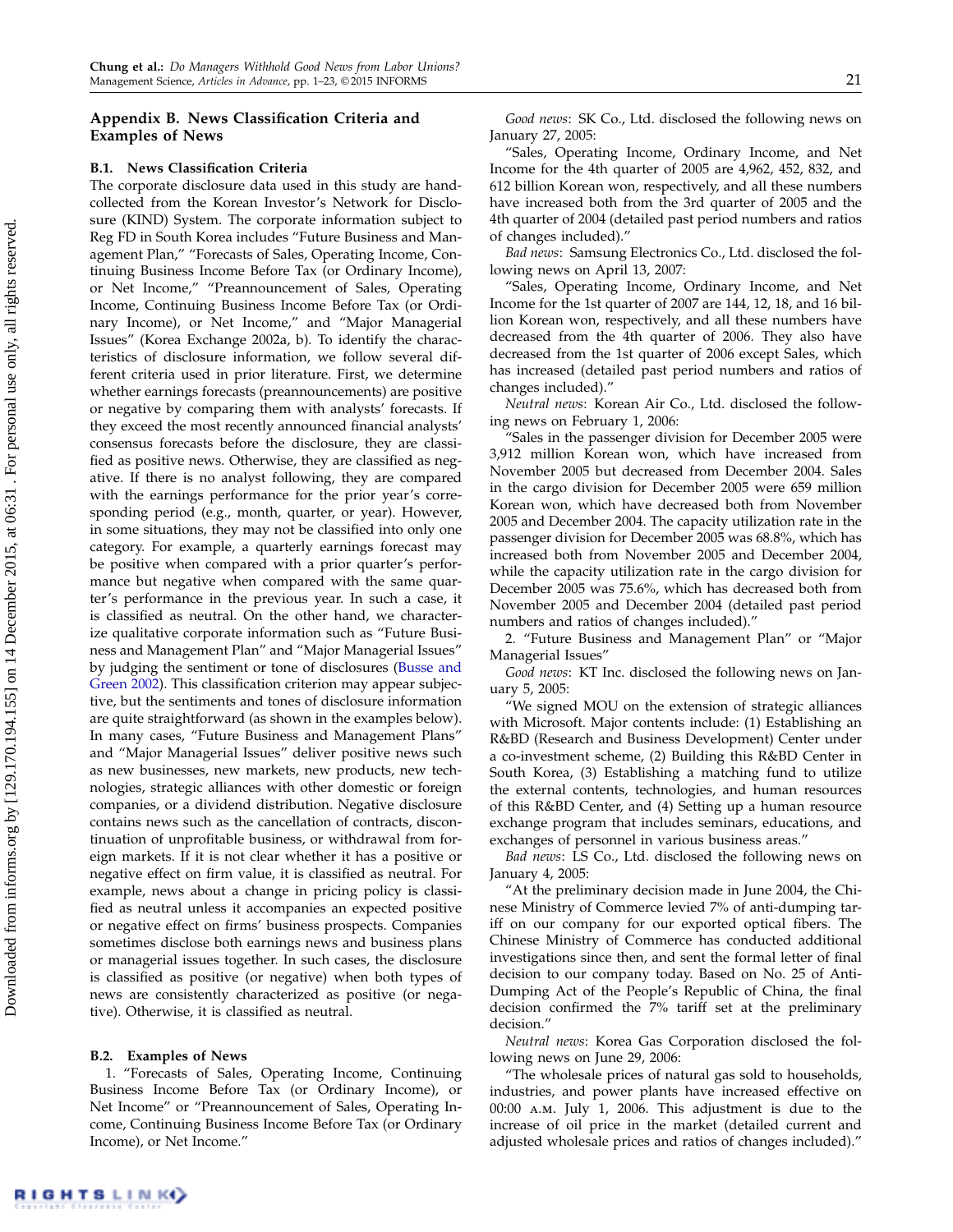## Appendix B. News Classification Criteria and Examples of News

### B.1. News Classification Criteria

The corporate disclosure data used in this study are hand-collected from the Korean Investor's Network for Disclosure (KIND) System. The corporate information subject to Reg FD in South Korea includes "Future Business and Management Plan," "Forecasts of Sales, Operating Income, Continuing Business Income Before Tax (or Ordinary Income), or Net Income," "Preannouncement of Sales, Operating Income, Continuing Business Income Before Tax (or Ordinary Income), or Net Income," and "Major Managerial Issues" (Korea Exchange 2002a, b). To identify the characteristics of disclosure information, we follow several different criteria used in prior literature. First, we determine whether earnings forecasts (preannouncements) are positive or negative by comparing them with analysts' forecasts. If they exceed the most recently announced financial analysts' consensus forecasts before the disclosure, they are classified as positive news. Otherwise, they are classified as negative. If there is no analyst following, they are compared with the earnings performance for the prior year's corresponding period (e.g., month, quarter, or year). However, in some situations, they may not be classified into only one category. For example, a quarterly earnings forecast may be positive when compared with a prior quarter's performance but negative when compared with the same quarter's performance in the previous year. In such a case, it is classified as neutral. On the other hand, we characterize qualitative corporate information such as "Future Business and Management Plan" and "Major Managerial Issues" by judging the sentiment or tone of disclosures (Busse and Green 2002). This classification criterion may appear subjective, but the sentiments and tones of disclosure information are quite straightforward (as shown in the examples below). In many cases, "Future Business and Management Plans" and "Major Managerial Issues" deliver positive news such as new businesses, new markets, new products, new technologies, strategic alliances with other domestic or foreign companies, or a dividend distribution. Negative disclosure contains news such as the cancellation of contracts, discontinuation of unprofitable business, or withdrawal from foreign markets. If it is not clear whether it has a positive or negative effect on firm value, it is classified as neutral. For example, news about a change in pricing policy is classified as neutral unless it accompanies an expected positive or negative effect on firms' business prospects. Companies sometimes disclose both earnings news and business plans or managerial issues together. In such cases, the disclosure is classified as positive (or negative) when both types of news are consistently characterized as positive (or negative). Otherwise, it is classified as neutral.

### B.2. Examples of News

1. "Forecasts of Sales, Operating Income, Continuing Business Income Before Tax (or Ordinary Income), or Net Income" or "Preannouncement of Sales, Operating Income, Continuing Business Income Before Tax (or Ordinary Income), or Net Income."

*Good news*: SK Co., Ltd. disclosed the following news on January 27, 2005:

"Sales, Operating Income, Ordinary Income, and Net Income for the 4th quarter of 2005 are 4,962, 452, 832, and 612 billion Korean won, respectively, and all these numbers have increased both from the 3rd quarter of 2005 and the 4th quarter of 2004 (detailed past period numbers and ratios of changes included)."

*Bad news*: Samsung Electronics Co., Ltd. disclosed the following news on April 13, 2007:

"Sales, Operating Income, Ordinary Income, and Net Income for the 1st quarter of 2007 are 144, 12, 18, and 16 billion Korean won, respectively, and all these numbers have decreased from the 4th quarter of 2006. They also have decreased from the 1st quarter of 2006 except Sales, which has increased (detailed past period numbers and ratios of changes included)."

*Neutral news*: Korean Air Co., Ltd. disclosed the following news on February 1, 2006:

"Sales in the passenger division for December 2005 were 3,912 million Korean won, which have increased from November 2005 but decreased from December 2004. Sales in the cargo division for December 2005 were 659 million Korean won, which have decreased both from November 2005 and December 2004. The capacity utilization rate in the passenger division for December 2005 was 68.8%, which has increased both from November 2005 and December 2004, while the capacity utilization rate in the cargo division for December 2005 was 75.6%, which has decreased both from November 2005 and December 2004 (detailed past period numbers and ratios of changes included)."

2. "Future Business and Management Plan" or "Major Managerial Issues"

*Good news*: KT Inc. disclosed the following news on January 5, 2005:

"We signed MOU on the extension of strategic alliances with Microsoft. Major contents include: (1) Establishing an R&BD (Research and Business Development) Center under a co-investment scheme, (2) Building this R&BD Center in South Korea, (3) Establishing a matching fund to utilize the external contents, technologies, and human resources of this R&BD Center, and (4) Setting up a human resource exchange program that includes seminars, educations, and exchanges of personnel in various business areas."

*Bad news*: LS Co., Ltd. disclosed the following news on January 4, 2005:

"At the preliminary decision made in June 2004, the Chinese Ministry of Commerce levied 7% of anti-dumping tariff on our company for our exported optical fibers. The Chinese Ministry of Commerce has conducted additional investigations since then, and sent the formal letter of final decision to our company today. Based on No. 25 of Anti-Dumping Act of the People's Republic of China, the final decision confirmed the 7% tariff set at the preliminary decision."

*Neutral news*: Korea Gas Corporation disclosed the following news on June 29, 2006:

"The wholesale prices of natural gas sold to households, industries, and power plants have increased effective on 00:00 A.M. July 1, 2006. This adjustment is due to the increase of oil price in the market (detailed current and adjusted wholesale prices and ratios of changes included)."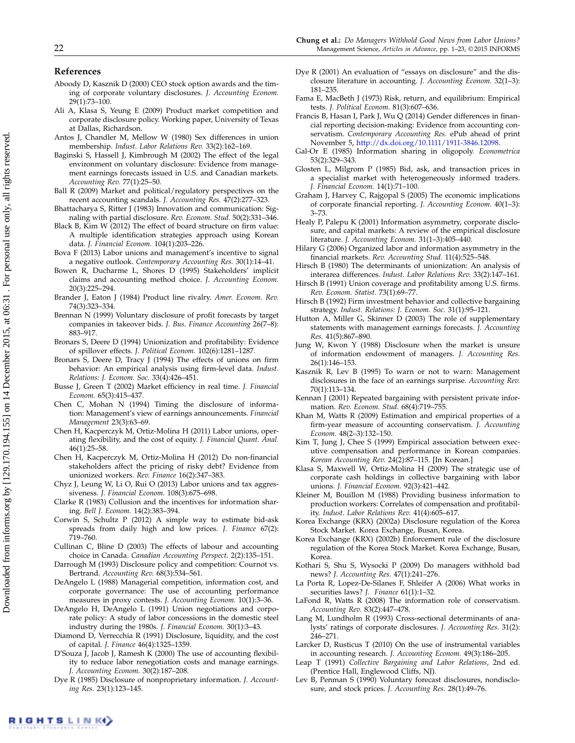## References

Aboody D, Kasznik D (2000) CEO stock option awards and the timing of corporate voluntary disclosures. *J. Accounting Econom.* 29(1):73–100.

Ali A, Klasa S, Yeung E (2009) Product market competition and corporate disclosure policy. Working paper, University of Texas at Dallas, Richardson.

Antos J, Chandler M, Mellow W (1980) Sex differences in union membership. *Indust. Labor Relations Rev.* 33(2):162–169.

Baginski S, Hassell J, Kimbrough M (2002) The effect of the legal environment on voluntary disclosure: Evidence from management earnings forecasts issued in U.S. and Canadian markets. *Accounting Rev.* 77(1):25–50.

Ball R (2009) Market and political/regulatory perspectives on the recent accounting scandals. *J. Accounting Res.* 47(2):277–323.

Bhattacharya S, Ritter J (1983) Innovation and communication: Signaling with partial disclosure. *Rev. Econom. Stud.* 50(2):331–346.

Black B, Kim W (2012) The effect of board structure on firm value: A multiple identification strategies approach using Korean data. *J. Financial Econom.* 104(1):203–226.

Bova F (2013) Labor unions and management's incentive to signal a negative outlook. *Contemporary Accounting Res.* 30(1):14–41.

Bowen R, Ducharme L, Shores D (1995) Stakeholders' implicit claims and accounting method choice. *J. Accounting Econom.* 20(3):225–294.

Brander J, Eaton J (1984) Product line rivalry. *Amer. Econom. Rev.* 74(3):323–334.

Brennan N (1999) Voluntary disclosure of profit forecasts by target companies in takeover bids. *J. Bus. Finance Accounting* 26(7–8): 883–917.

Bronars S, Deere D (1994) Unionization and profitability: Evidence of spillover effects. *J. Political Econom.* 102(6):1281–1287.

Bronars S, Deere D, Tracy J (1994) The effects of unions on firm behavior: An empirical analysis using firm-level data. *Indust. Relations: J. Econom. Soc.* 33(4):426–451.

Busse J, Green T (2002) Market efficiency in real time. *J. Financial Econom.* 65(3):415–437.

Chen C, Mohan N (1994) Timing the disclosure of information: Management's view of earnings announcements. *Financial Management* 23(3):63–69.

Chen H, Kacperczyk M, Ortiz-Molina H (2011) Labor unions, operating flexibility, and the cost of equity. *J. Financial Quant. Anal.* 46(1):25–58.

Chen H, Kacperczyk M, Ortiz-Molina H (2012) Do non-financial stakeholders affect the pricing of risky debt? Evidence from unionized workers. *Rev. Finance* 16(2):347–383.

Chyz J, Leung W, Li O, Rui O (2013) Labor unions and tax aggressiveness. *J. Financial Econom.* 108(3):675–698.

Clarke R (1983) Collusion and the incentives for information sharing. *Bell J. Econom.* 14(2):383–394.

Corwin S, Schultz P (2012) A simple way to estimate bid-ask spreads from daily high and low prices. *J. Finance* 67(2): 719–760.

Cullinan C, Bline D (2003) The effects of labour and accounting choice in Canada. *Canadian Accounting Perspect.* 2(2):135–151.

Darrough M (1993) Disclosure policy and competition: Cournot vs. Bertrand. *Accounting Rev.* 68(3):534–561.

DeAngelo L (1988) Managerial competition, information cost, and corporate governance: The use of accounting performance measures in proxy contests. *J. Accounting Econom.* 10(1):3–36.

DeAngelo H, DeAngelo L (1991) Union negotiations and corporate policy: A study of labor concessions in the domestic steel industry during the 1980s. *J. Financial Econom.* 30(1):3–43.

Diamond D, Verrecchia R (1991) Disclosure, liquidity, and the cost of capital. *J. Finance* 46(4):1325–1359.

D'Souza J, Jacob J, Ramesh K (2000) The use of accounting flexibility to reduce labor renegotiation costs and manage earnings. *J. Accounting Econom.* 30(2):187–208.

Dye R (1985) Disclosure of nonproprietary information. *J. Accounting Res.* 23(1):123–145.

Dye R (2001) An evaluation of "essays on disclosure" and the disclosure literature in accounting. *J. Accounting Econom.* 32(1–3): 181–235.

Fama E, MacBeth J (1973) Risk, return, and equilibrium: Empirical tests. *J. Political Econom.* 81(3):607–636.

Francis B, Hasan I, Park J, Wu Q (2014) Gender differences in financial reporting decision-making: Evidence from accounting conservatism. *Contemporary Accounting Res.* ePub ahead of print November 5, http://dx.doi.org/10.1111/1911-3846.12098.

Gal-Or E (1985) Information sharing in oligopoly. *Econometrica* 53(2):329–343.

Glosten L, Milgrom P (1985) Bid, ask, and transaction prices in a specialist market with heterogeneously informed traders. *J. Financial Econom.* 14(1):71–100.

Graham J, Harvey C, Rajgopal S (2005) The economic implications of corporate financial reporting. *J. Accounting Econom.* 40(1–3): 3–73.

Healy P, Palepu K (2001) Information asymmetry, corporate disclosure, and capital markets: A review of the empirical disclosure literature. *J. Accounting Econom.* 31(1–3):405–440.

Hilary G (2006) Organized labor and information asymmetry in the financial markets. *Rev. Accounting Stud.* 11(4):525–548.

Hirsch B (1980) The determinants of unionization: An analysis of interarea differences. *Indust. Labor Relations Rev.* 33(2):147–161.

Hirsch B (1991) Union coverage and profitability among U.S. firms. *Rev. Econom. Statist.* 73(1):69–77.

Hirsch B (1992) Firm investment behavior and collective bargaining strategy. *Indust. Relations: J. Econom. Soc.* 31(1):95–121.

Hutton A, Miller G, Skinner D (2003) The role of supplementary statements with management earnings forecasts. *J. Accounting Res.* 41(5):867–890.

Jung W, Kwon Y (1988) Disclosure when the market is unsure of information endowment of managers. *J. Accounting Res.* 26(1):146–153.

Kasznik R, Lev B (1995) To warn or not to warn: Management disclosures in the face of an earnings surprise. *Accounting Rev.* 70(1):113–134.

Kennan J (2001) Repeated bargaining with persistent private information. *Rev. Econom. Stud.* 68(4):719–755.

Khan M, Watts R (2009) Estimation and empirical properties of a firm-year measure of accounting conservatism. *J. Accounting Econom.* 48(2–3):132–150.

Kim T, Jung J, Chee S (1999) Empirical association between executive compensation and performance in Korean companies. *Korean Accounting Rev.* 24(2):87–115. [In Korean.]

Klasa S, Maxwell W, Ortiz-Molina H (2009) The strategic use of corporate cash holdings in collective bargaining with labor unions. *J. Financial Econom.* 92(3):421–442.

Kleiner M, Bouillon M (1988) Providing business information to production workers: Correlates of compensation and profitability. *Indust. Labor Relations Rev.* 41(4):605–617.

Korea Exchange (KRX) (2002a) Disclosure regulation of the Korea Stock Market. Korea Exchange, Busan, Korea.

Korea Exchange (KRX) (2002b) Enforcement rule of the disclosure regulation of the Korea Stock Market. Korea Exchange, Busan, Korea.

Kothari S, Shu S, Wysocki P (2009) Do managers withhold bad news? *J. Accounting Res.* 47(1):241–276.

La Porta R, Lopez-De-Silanes F, Shleifer A (2006) What works in securities laws? *J. Finance* 61(1):1–32.

LaFond R, Watts R (2008) The information role of conservatism. *Accounting Rev.* 83(2):447–478.

Lang M, Lundholm R (1993) Cross-sectional determinants of analysts' ratings of corporate disclosures. *J. Accounting Res.* 31(2): 246–271.

Larcker D, Rusticus T (2010) On the use of instrumental variables in accounting research. *J. Accounting Econom.* 49(3):186–205.

Leap T (1991) *Collective Bargaining and Labor Relations*, 2nd ed. (Prentice Hall, Englewood Cliffs, NJ).

Lev B, Penman S (1990) Voluntary forecast disclosures, nondisclosure, and stock prices. *J. Accounting Res.* 28(1):49–76.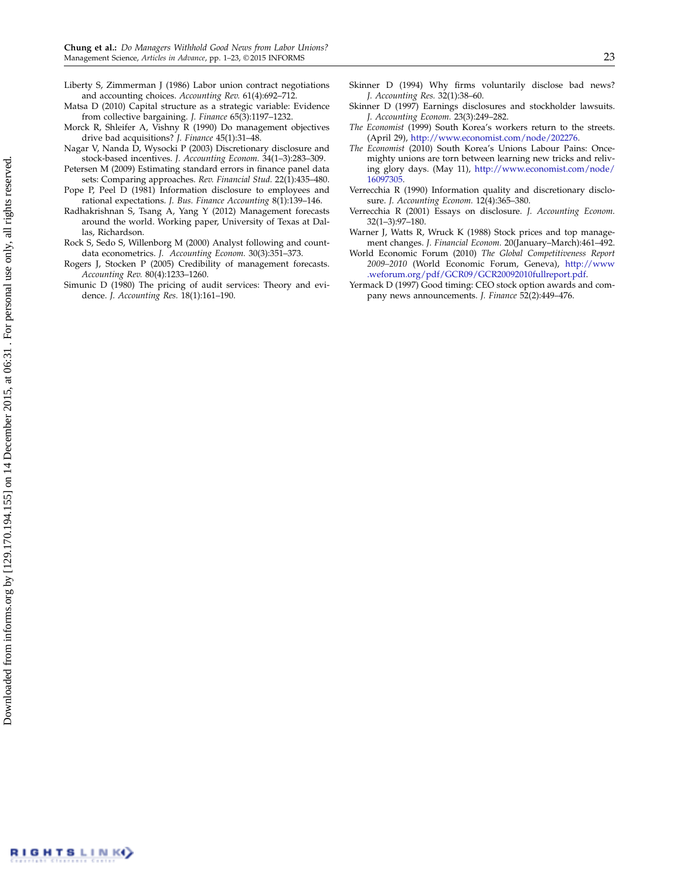Liberty S, Zimmerman J (1986) Labor union contract negotiations and accounting choices. *Accounting Rev.* 61(4):692–712.

Matsa D (2010) Capital structure as a strategic variable: Evidence from collective bargaining. *J. Finance* 65(3):1197–1232.

Morck R, Shleifer A, Vishny R (1990) Do management objectives drive bad acquisitions? *J. Finance* 45(1):31–48.

Nagar V, Nanda D, Wysocki P (2003) Discretionary disclosure and stock-based incentives. *J. Accounting Econom.* 34(1–3):283–309.

Petersen M (2009) Estimating standard errors in finance panel data sets: Comparing approaches. *Rev. Financial Stud.* 22(1):435–480.

Pope P, Peel D (1981) Information disclosure to employees and rational expectations. *J. Bus. Finance Accounting* 8(1):139–146.

Radhakrishnan S, Tsang A, Yang Y (2012) Management forecasts around the world. Working paper, University of Texas at Dallas, Richardson.

Rock S, Sedo S, Willenborg M (2000) Analyst following and count-data econometrics. *J. Accounting Econom.* 30(3):351–373.

Rogers J, Stocken P (2005) Credibility of management forecasts. *Accounting Rev.* 80(4):1233–1260.

Simunic D (1980) The pricing of audit services: Theory and evidence. *J. Accounting Res.* 18(1):161–190.

Skinner D (1994) Why firms voluntarily disclose bad news? *J. Accounting Res.* 32(1):38–60.

Skinner D (1997) Earnings disclosures and stockholder lawsuits. *J. Accounting Econom.* 23(3):249–282.

*The Economist* (1999) South Korea's workers return to the streets. (April 29), http://www.economist.com/node/202276.

*The Economist* (2010) South Korea's Unions Labour Pains: Once-mighty unions are torn between learning new tricks and reliving glory days. (May 11), http://www.economist.com/node/16097305.

Verrecchia R (1990) Information quality and discretionary disclosure. *J. Accounting Econom.* 12(4):365–380.

Verrecchia R (2001) Essays on disclosure. *J. Accounting Econom.* 32(1–3):97–180.

Warner J, Watts R, Wruck K (1988) Stock prices and top management changes. *J. Financial Econom.* 20(January–March):461–492.

World Economic Forum (2010) *The Global Competitiveness Report 2009–2010* (World Economic Forum, Geneva), http://www.weforum.org/pdf/GCR09/GCR20092010fullreport.pdf.

Yermack D (1997) Good timing: CEO stock option awards and company news announcements. *J. Finance* 52(2):449–476.